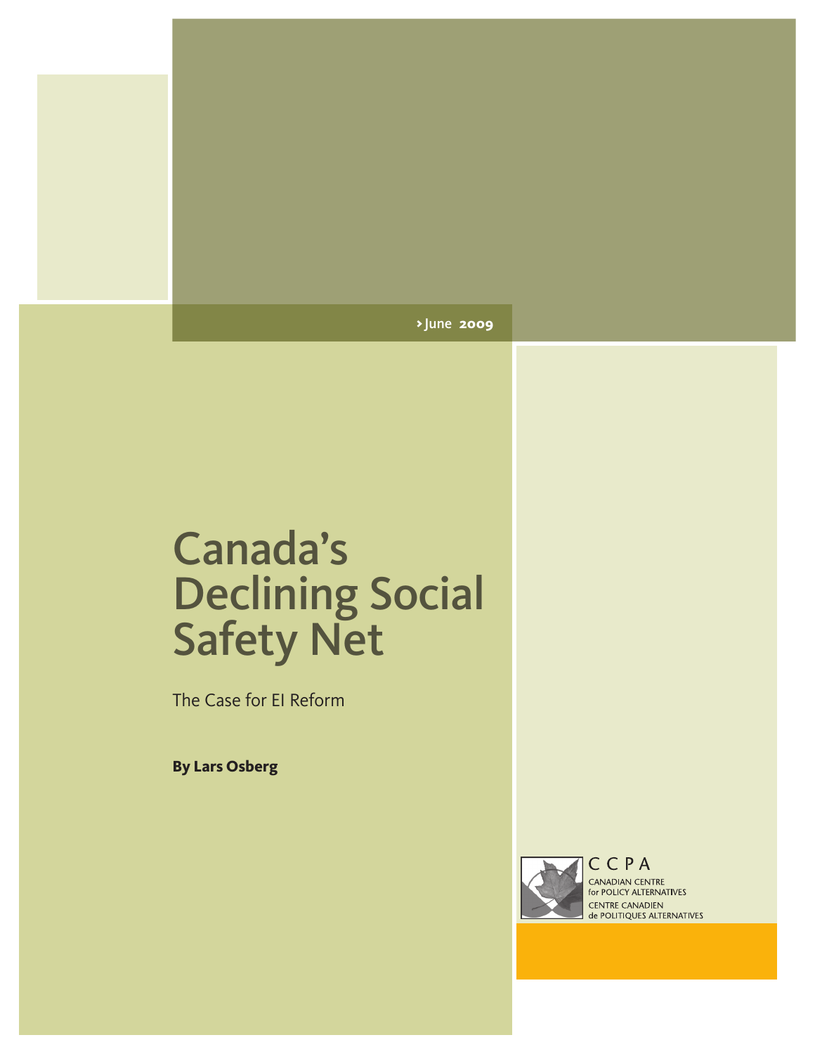June 2009

# Canada's Declining Social Safety Net

The Case for EI Reform

**By Lars Osberg**

CCPA
CANADIAN CENTRE for POLICY ALTERNATIVES
CENTRE CANADIEN de POLITIQUES ALTERNATIVES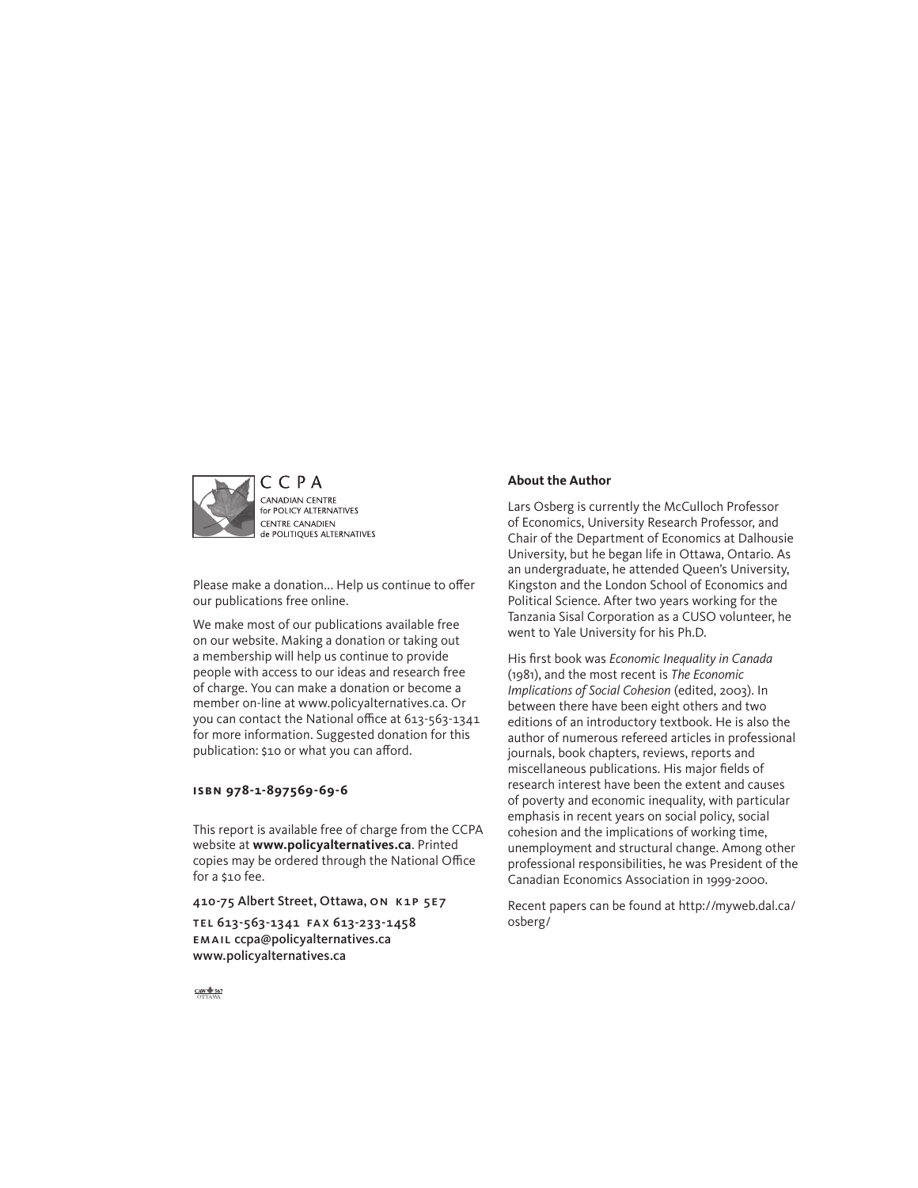CCPA
CANADIAN CENTRE for POLICY ALTERNATIVES
CENTRE CANADIEN de POLITIQUES ALTERNATIVES

Please make a donation... Help us continue to offer our publications free online.

We make most of our publications available free on our website. Making a donation or taking out a membership will help us continue to provide people with access to our ideas and research free of charge. You can make a donation or become a member on-line at www.policyalternatives.ca. Or you can contact the National office at 613-563-1341 for more information. Suggested donation for this publication: $10 or what you can afford.

**ISBN 978-1-897569-69-6**

This report is available free of charge from the CCPA website at **www.policyalternatives.ca**. Printed copies may be ordered through the National Office for a $10 fee.

410-75 Albert Street, Ottawa, ON K1P 5E7

TEL 613-563-1341 FAX 613-233-1458
EMAIL ccpa@policyalternatives.ca
www.policyalternatives.ca

CAW 567 OTTAWA

**About the Author**

Lars Osberg is currently the McCulloch Professor of Economics, University Research Professor, and Chair of the Department of Economics at Dalhousie University, but he began life in Ottawa, Ontario. As an undergraduate, he attended Queen's University, Kingston and the London School of Economics and Political Science. After two years working for the Tanzania Sisal Corporation as a CUSO volunteer, he went to Yale University for his Ph.D.

His first book was *Economic Inequality in Canada* (1981), and the most recent is *The Economic Implications of Social Cohesion* (edited, 2003). In between there have been eight others and two editions of an introductory textbook. He is also the author of numerous refereed articles in professional journals, book chapters, reviews, reports and miscellaneous publications. His major fields of research interest have been the extent and causes of poverty and economic inequality, with particular emphasis in recent years on social policy, social cohesion and the implications of working time, unemployment and structural change. Among other professional responsibilities, he was President of the Canadian Economics Association in 1999-2000.

Recent papers can be found at http://myweb.dal.ca/osberg/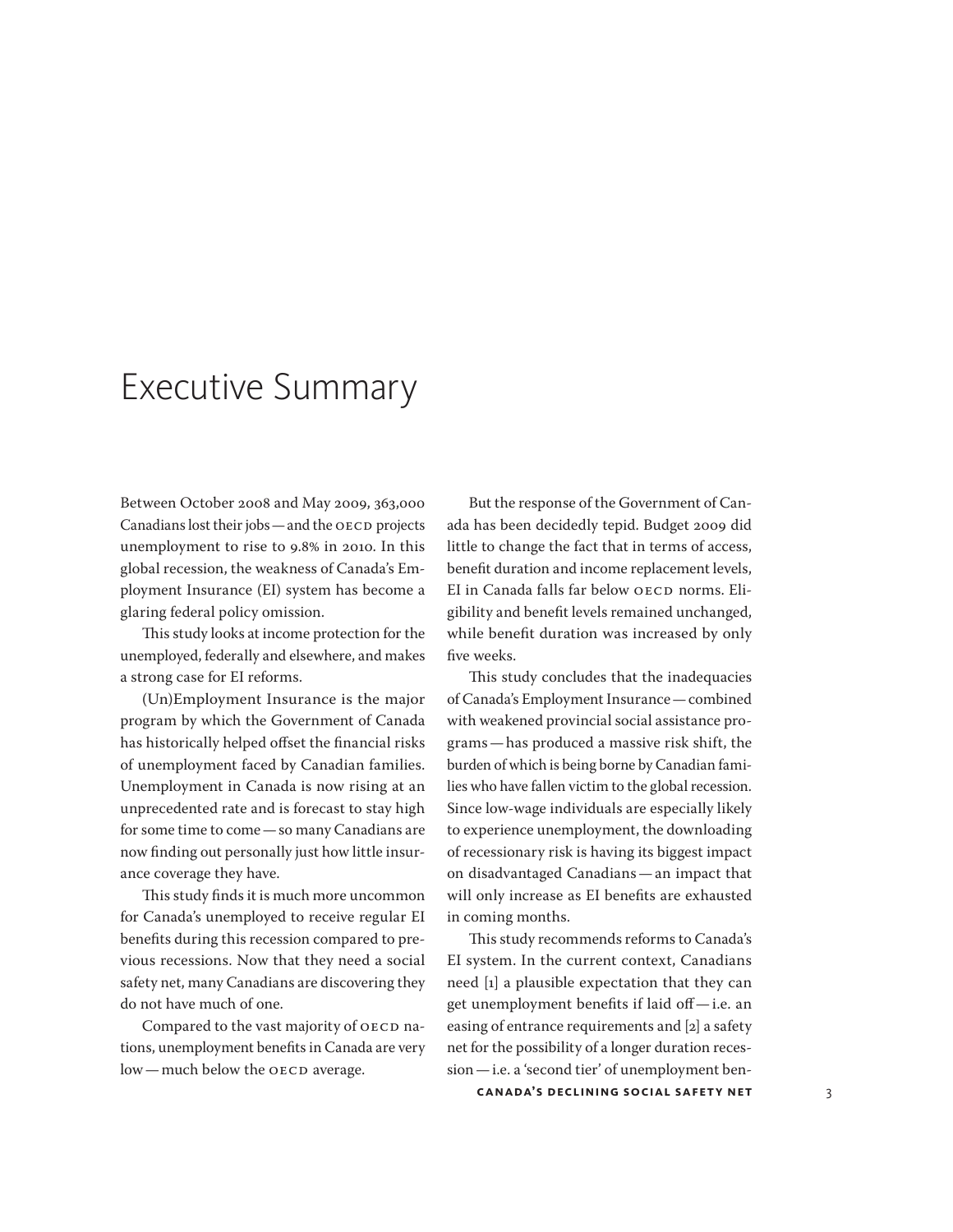# Executive Summary

Between October 2008 and May 2009, 363,000 Canadians lost their jobs — and the OECD projects unemployment to rise to 9.8% in 2010. In this global recession, the weakness of Canada's Employment Insurance (EI) system has become a glaring federal policy omission.

This study looks at income protection for the unemployed, federally and elsewhere, and makes a strong case for EI reforms.

(Un)Employment Insurance is the major program by which the Government of Canada has historically helped offset the financial risks of unemployment faced by Canadian families. Unemployment in Canada is now rising at an unprecedented rate and is forecast to stay high for some time to come — so many Canadians are now finding out personally just how little insurance coverage they have.

This study finds it is much more uncommon for Canada's unemployed to receive regular EI benefits during this recession compared to previous recessions. Now that they need a social safety net, many Canadians are discovering they do not have much of one.

Compared to the vast majority of OECD nations, unemployment benefits in Canada are very low — much below the OECD average.

But the response of the Government of Canada has been decidedly tepid. Budget 2009 did little to change the fact that in terms of access, benefit duration and income replacement levels, EI in Canada falls far below OECD norms. Eligibility and benefit levels remained unchanged, while benefit duration was increased by only five weeks.

This study concludes that the inadequacies of Canada's Employment Insurance — combined with weakened provincial social assistance programs — has produced a massive risk shift, the burden of which is being borne by Canadian families who have fallen victim to the global recession. Since low-wage individuals are especially likely to experience unemployment, the downloading of recessionary risk is having its biggest impact on disadvantaged Canadians — an impact that will only increase as EI benefits are exhausted in coming months.

This study recommends reforms to Canada's EI system. In the current context, Canadians need [1] a plausible expectation that they can get unemployment benefits if laid off — i.e. an easing of entrance requirements and [2] a safety net for the possibility of a longer duration recession — i.e. a 'second tier' of unemployment ben-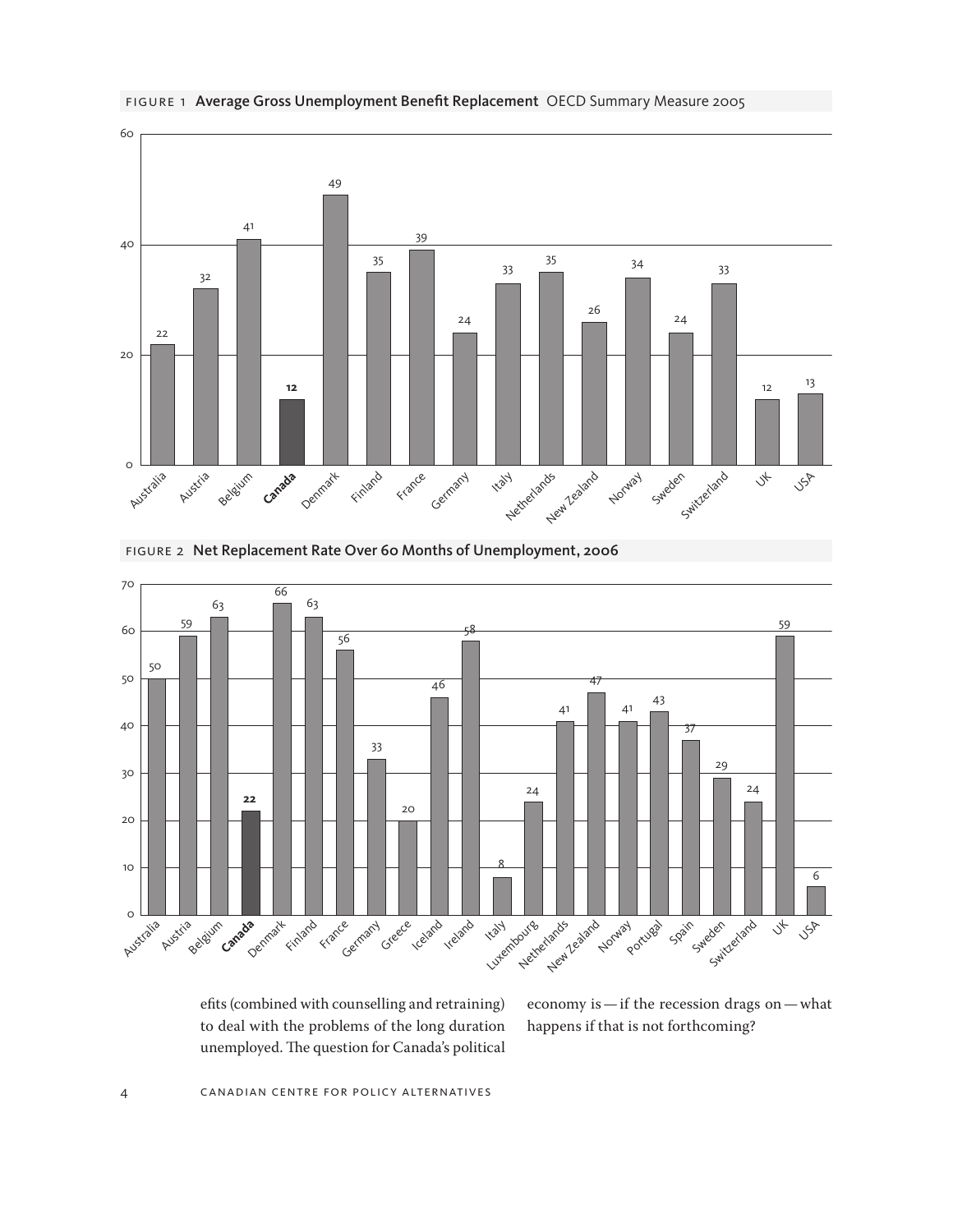FIGURE 1 **Average Gross Unemployment Benefit Replacement** OECD Summary Measure 2005

| Country | Value |
|---|---|
| Australia | 22 |
| Austria | 32 |
| Belgium | 41 |
| **Canada** | **12** |
| Denmark | 49 |
| Finland | 35 |
| France | 39 |
| Germany | 24 |
| Italy | 33 |
| Netherlands | 35 |
| New Zealand | 26 |
| Norway | 34 |
| Sweden | 24 |
| Switzerland | 33 |
| UK | 12 |
| USA | 13 |

FIGURE 2 **Net Replacement Rate Over 60 Months of Unemployment, 2006**

| Country | Value |
|---|---|
| Australia | 50 |
| Austria | 59 |
| Belgium | 63 |
| **Canada** | **22** |
| Denmark | 66 |
| Finland | 63 |
| France | 56 |
| Germany | 33 |
| Greece | 20 |
| Iceland | 46 |
| Ireland | 58 |
| Italy | 8 |
| Luxembourg | 24 |
| Netherlands | 41 |
| New Zealand | 47 |
| Norway | 41 |
| Portugal | 43 |
| Spain | 37 |
| Sweden | 29 |
| Switzerland | 24 |
| UK | 59 |
| USA | 6 |

efits (combined with counselling and retraining) to deal with the problems of the long duration unemployed. The question for Canada's political economy is — if the recession drags on — what happens if that is not forthcoming?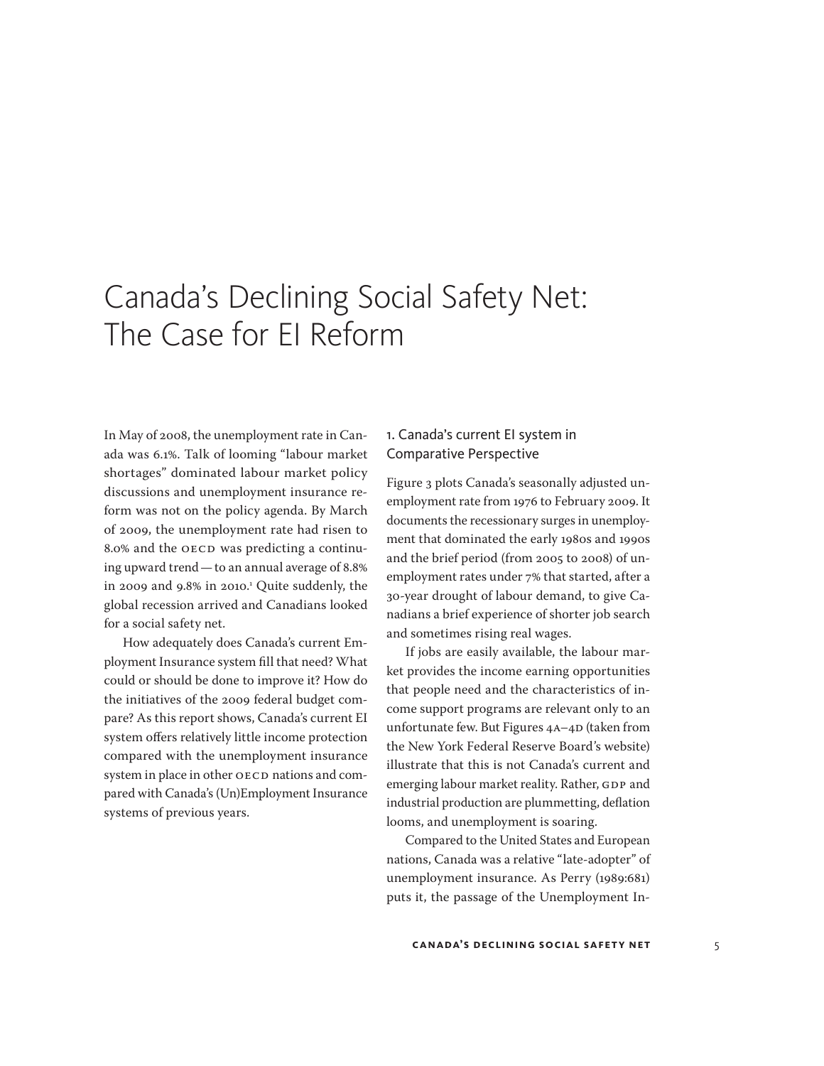# Canada's Declining Social Safety Net: The Case for EI Reform

In May of 2008, the unemployment rate in Canada was 6.1%. Talk of looming "labour market shortages" dominated labour market policy discussions and unemployment insurance reform was not on the policy agenda. By March of 2009, the unemployment rate had risen to 8.0% and the OECD was predicting a continuing upward trend — to an annual average of 8.8% in 2009 and 9.8% in 2010.[1] Quite suddenly, the global recession arrived and Canadians looked for a social safety net.

How adequately does Canada's current Employment Insurance system fill that need? What could or should be done to improve it? How do the initiatives of the 2009 federal budget compare? As this report shows, Canada's current EI system offers relatively little income protection compared with the unemployment insurance system in place in other OECD nations and compared with Canada's (Un)Employment Insurance systems of previous years.

## 1. Canada's current EI system in Comparative Perspective

Figure 3 plots Canada's seasonally adjusted unemployment rate from 1976 to February 2009. It documents the recessionary surges in unemployment that dominated the early 1980s and 1990s and the brief period (from 2005 to 2008) of unemployment rates under 7% that started, after a 30-year drought of labour demand, to give Canadians a brief experience of shorter job search and sometimes rising real wages.

If jobs are easily available, the labour market provides the income earning opportunities that people need and the characteristics of income support programs are relevant only to an unfortunate few. But Figures 4A–4D (taken from the New York Federal Reserve Board's website) illustrate that this is not Canada's current and emerging labour market reality. Rather, GDP and industrial production are plummetting, deflation looms, and unemployment is soaring.

Compared to the United States and European nations, Canada was a relative "late-adopter" of unemployment insurance. As Perry (1989:681) puts it, the passage of the Unemployment In-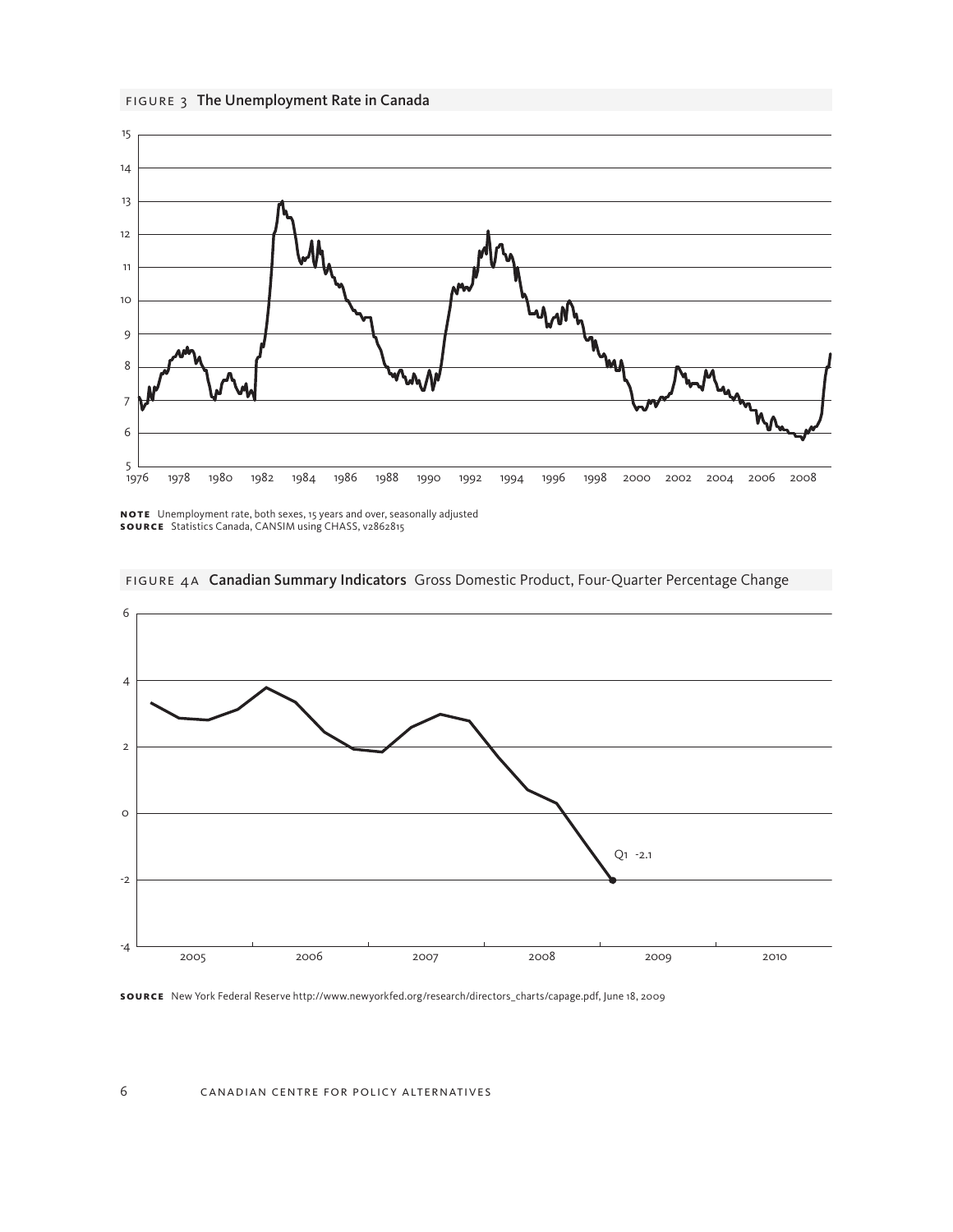FIGURE 3 **The Unemployment Rate in Canada**

**NOTE** Unemployment rate, both sexes, 15 years and over, seasonally adjusted
**SOURCE** Statistics Canada, CANSIM using CHASS, v2862815

FIGURE 4A **Canadian Summary Indicators** Gross Domestic Product, Four-Quarter Percentage Change

**SOURCE** New York Federal Reserve http://www.newyorkfed.org/research/directors_charts/capage.pdf, June 18, 2009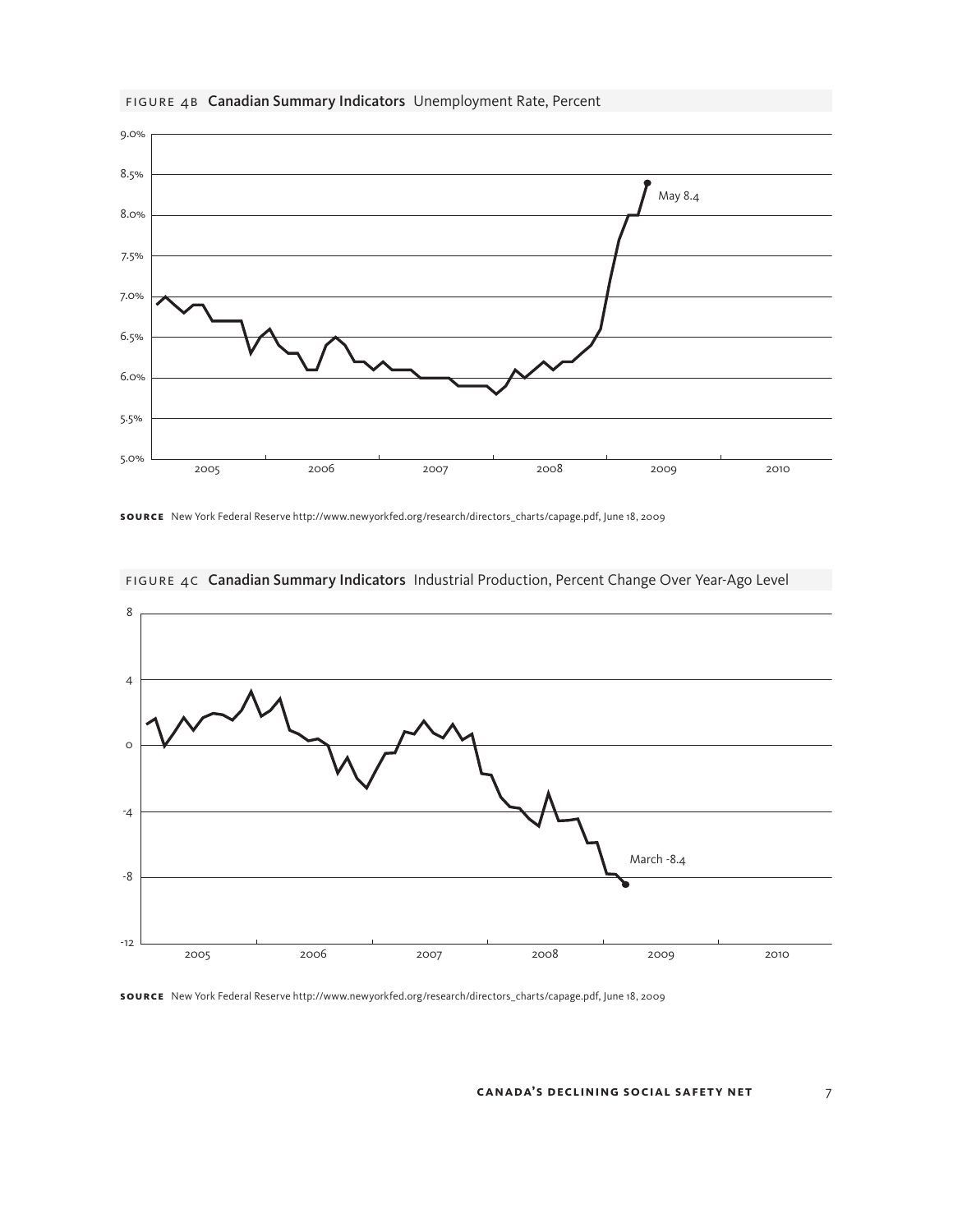FIGURE 4B **Canadian Summary Indicators** Unemployment Rate, Percent

May 8.4

**SOURCE** New York Federal Reserve http://www.newyorkfed.org/research/directors_charts/capage.pdf, June 18, 2009

FIGURE 4C **Canadian Summary Indicators** Industrial Production, Percent Change Over Year-Ago Level

March -8.4

**SOURCE** New York Federal Reserve http://www.newyorkfed.org/research/directors_charts/capage.pdf, June 18, 2009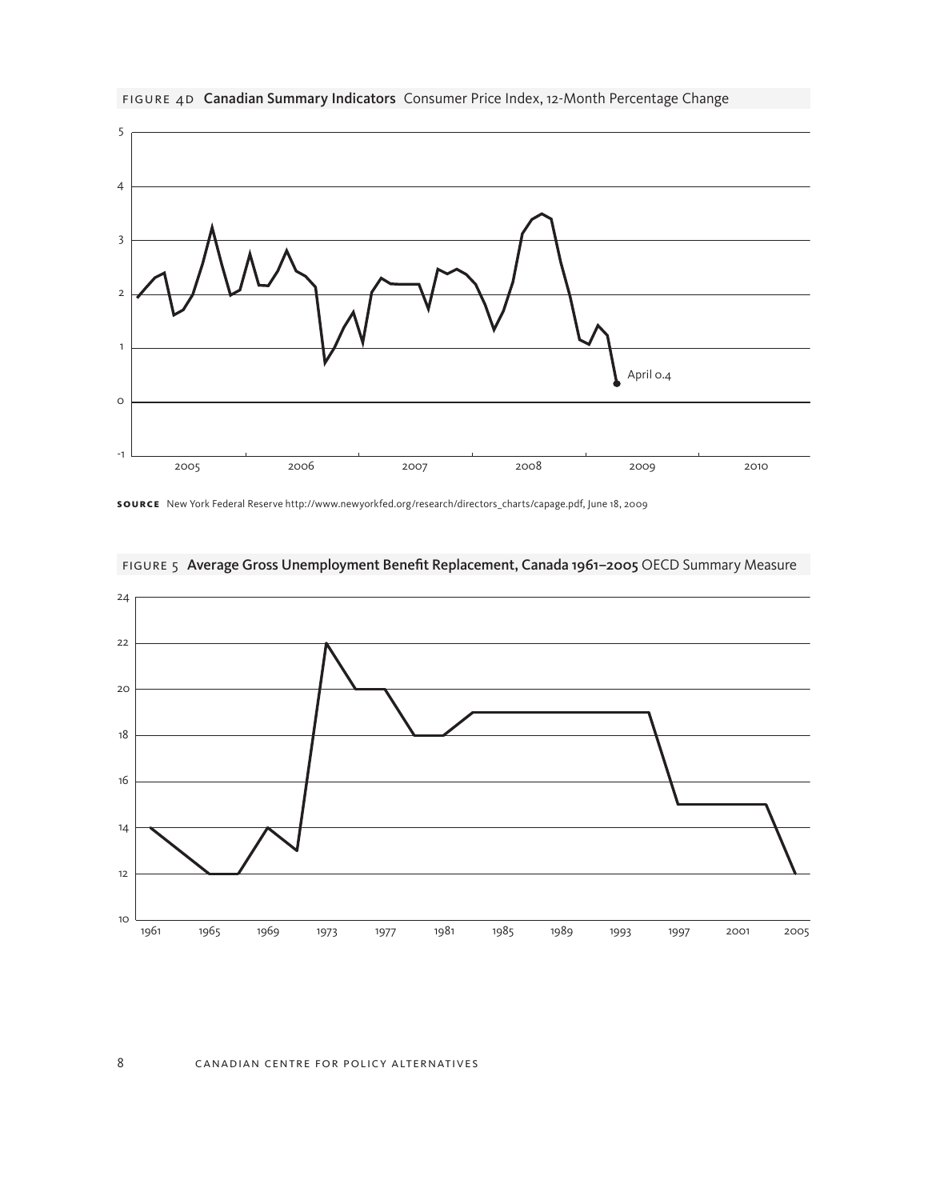FIGURE 4D **Canadian Summary Indicators** Consumer Price Index, 12-Month Percentage Change

April 0.4

**SOURCE** New York Federal Reserve http://www.newyorkfed.org/research/directors_charts/capage.pdf, June 18, 2009

FIGURE 5 **Average Gross Unemployment Benefit Replacement, Canada 1961–2005** OECD Summary Measure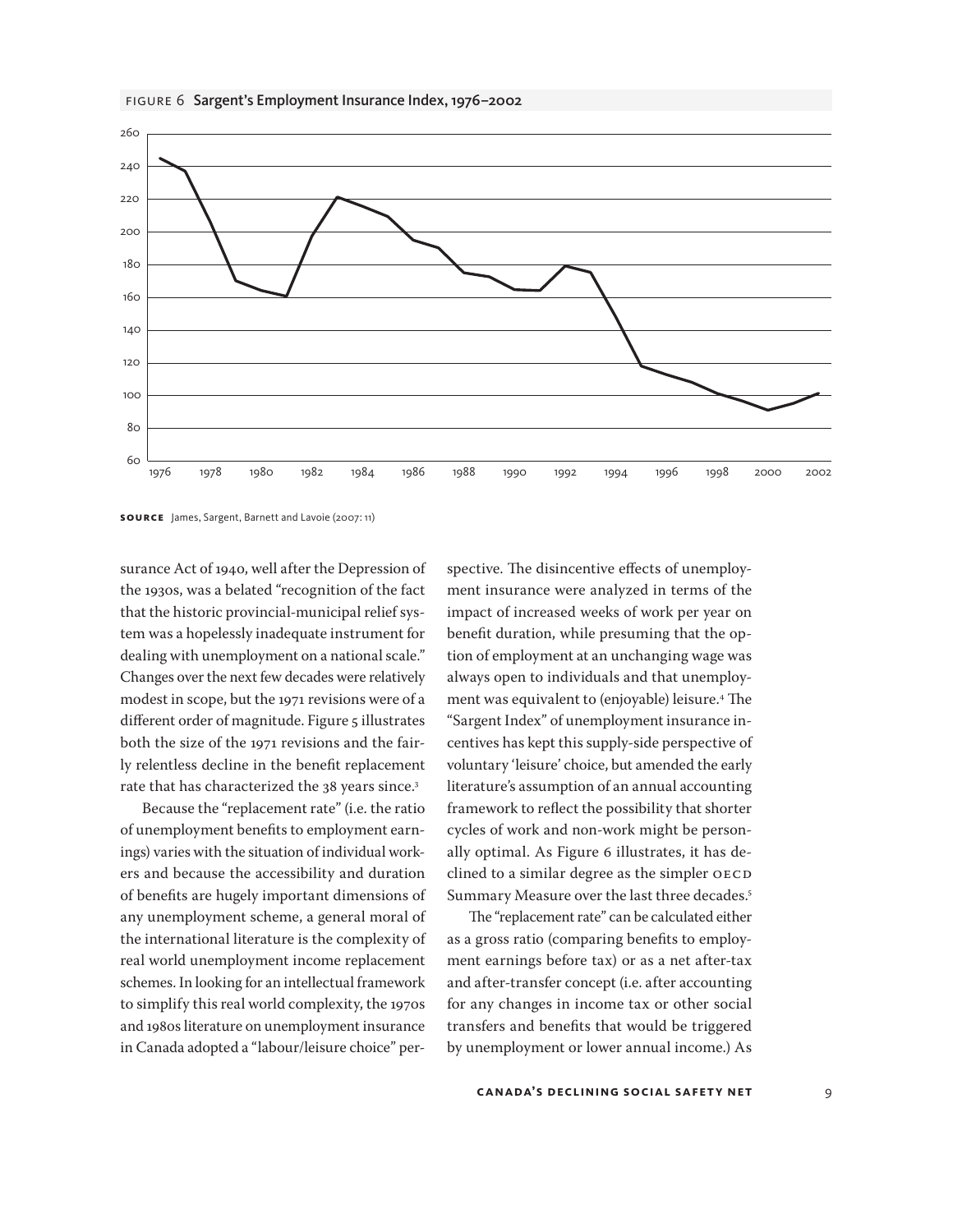FIGURE 6 **Sargent's Employment Insurance Index, 1976–2002**

**SOURCE** James, Sargent, Barnett and Lavoie (2007: 11)

surance Act of 1940, well after the Depression of the 1930s, was a belated "recognition of the fact that the historic provincial-municipal relief system was a hopelessly inadequate instrument for dealing with unemployment on a national scale." Changes over the next few decades were relatively modest in scope, but the 1971 revisions were of a different order of magnitude. Figure 5 illustrates both the size of the 1971 revisions and the fairly relentless decline in the benefit replacement rate that has characterized the 38 years since.[3]

Because the "replacement rate" (i.e. the ratio of unemployment benefits to employment earnings) varies with the situation of individual workers and because the accessibility and duration of benefits are hugely important dimensions of any unemployment scheme, a general moral of the international literature is the complexity of real world unemployment income replacement schemes. In looking for an intellectual framework to simplify this real world complexity, the 1970s and 1980s literature on unemployment insurance in Canada adopted a "labour/leisure choice" perspective. The disincentive effects of unemployment insurance were analyzed in terms of the impact of increased weeks of work per year on benefit duration, while presuming that the option of employment at an unchanging wage was always open to individuals and that unemployment was equivalent to (enjoyable) leisure.[4] The "Sargent Index" of unemployment insurance incentives has kept this supply-side perspective of voluntary 'leisure' choice, but amended the early literature's assumption of an annual accounting framework to reflect the possibility that shorter cycles of work and non-work might be personally optimal. As Figure 6 illustrates, it has declined to a similar degree as the simpler OECD Summary Measure over the last three decades.[5]

The "replacement rate" can be calculated either as a gross ratio (comparing benefits to employment earnings before tax) or as a net after-tax and after-transfer concept (i.e. after accounting for any changes in income tax or other social transfers and benefits that would be triggered by unemployment or lower annual income.) As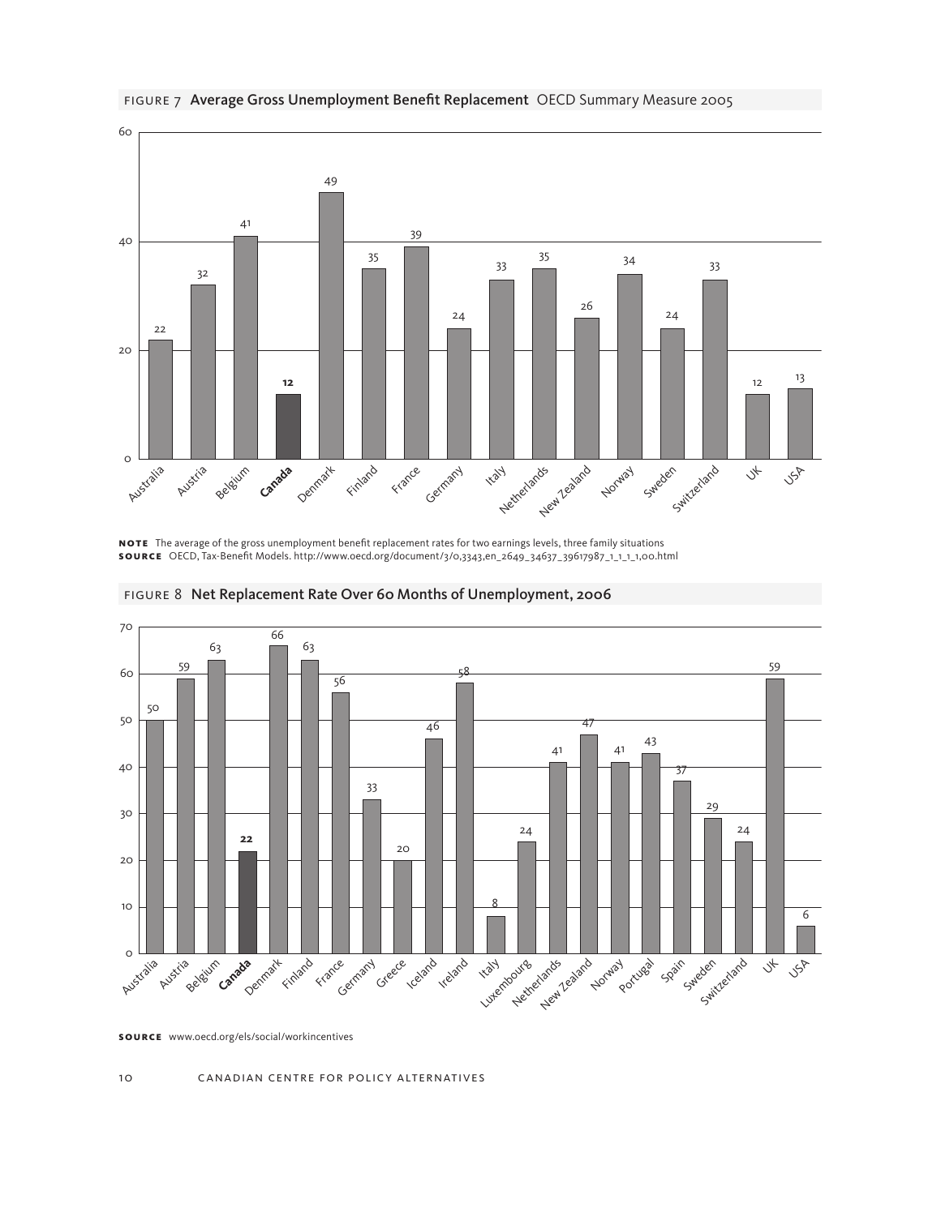FIGURE 7 **Average Gross Unemployment Benefit Replacement** OECD Summary Measure 2005

| Country | Value |
|---|---|
| Australia | 22 |
| Austria | 32 |
| Belgium | 41 |
| **Canada** | **12** |
| Denmark | 49 |
| Finland | 35 |
| France | 39 |
| Germany | 24 |
| Italy | 33 |
| Netherlands | 35 |
| New Zealand | 26 |
| Norway | 34 |
| Sweden | 24 |
| Switzerland | 33 |
| UK | 12 |
| USA | 13 |

**NOTE** The average of the gross unemployment benefit replacement rates for two earnings levels, three family situations
**SOURCE** OECD, Tax-Benefit Models. http://www.oecd.org/document/3/0,3343,en_2649_34637_39617987_1_1_1_1,00.html

FIGURE 8 **Net Replacement Rate Over 60 Months of Unemployment, 2006**

| Country | Value |
|---|---|
| Australia | 50 |
| Austria | 59 |
| Belgium | 63 |
| **Canada** | **22** |
| Denmark | 66 |
| Finland | 63 |
| France | 56 |
| Germany | 33 |
| Greece | 20 |
| Iceland | 46 |
| Ireland | 58 |
| Italy | 8 |
| Luxembourg | 24 |
| Netherlands | 41 |
| New Zealand | 47 |
| Norway | 41 |
| Portugal | 43 |
| Spain | 37 |
| Sweden | 29 |
| Switzerland | 24 |
| UK | 59 |
| USA | 6 |

**SOURCE** www.oecd.org/els/social/workincentives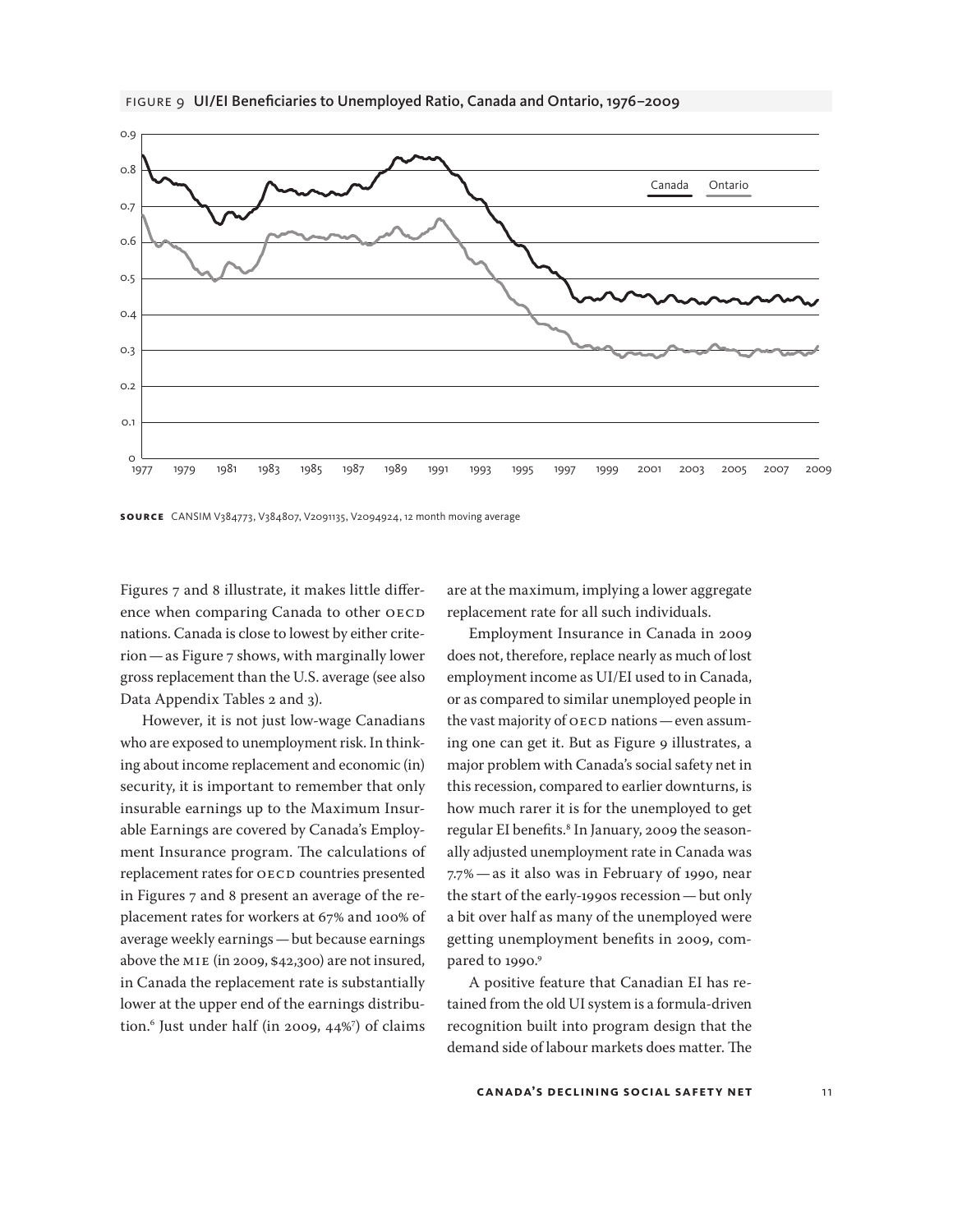FIGURE 9 UI/EI Beneficiaries to Unemployed Ratio, Canada and Ontario, 1976–2009

**SOURCE** CANSIM V384773, V384807, V2091135, V2094924, 12 month moving average

Figures 7 and 8 illustrate, it makes little difference when comparing Canada to other OECD nations. Canada is close to lowest by either criterion — as Figure 7 shows, with marginally lower gross replacement than the U.S. average (see also Data Appendix Tables 2 and 3).

However, it is not just low-wage Canadians who are exposed to unemployment risk. In thinking about income replacement and economic (in) security, it is important to remember that only insurable earnings up to the Maximum Insurable Earnings are covered by Canada's Employment Insurance program. The calculations of replacement rates for OECD countries presented in Figures 7 and 8 present an average of the replacement rates for workers at 67% and 100% of average weekly earnings — but because earnings above the MIE (in 2009, $42,300) are not insured, in Canada the replacement rate is substantially lower at the upper end of the earnings distribution.[6] Just under half (in 2009, 44%[7]) of claims are at the maximum, implying a lower aggregate replacement rate for all such individuals.

Employment Insurance in Canada in 2009 does not, therefore, replace nearly as much of lost employment income as UI/EI used to in Canada, or as compared to similar unemployed people in the vast majority of OECD nations — even assuming one can get it. But as Figure 9 illustrates, a major problem with Canada's social safety net in this recession, compared to earlier downturns, is how much rarer it is for the unemployed to get regular EI benefits.[8] In January, 2009 the seasonally adjusted unemployment rate in Canada was 7.7% — as it also was in February of 1990, near the start of the early-1990s recession — but only a bit over half as many of the unemployed were getting unemployment benefits in 2009, compared to 1990.[9]

A positive feature that Canadian EI has retained from the old UI system is a formula-driven recognition built into program design that the demand side of labour markets does matter. The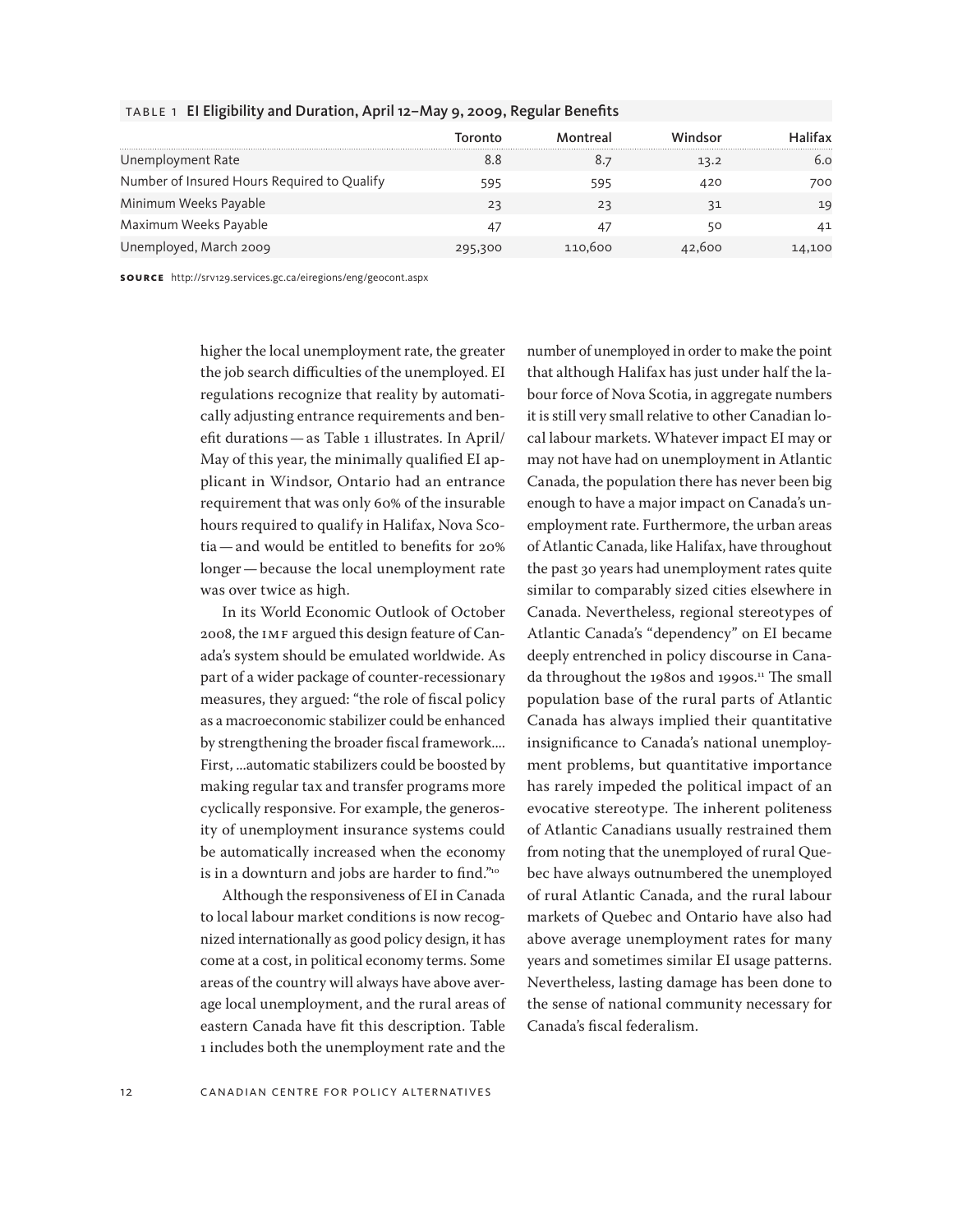TABLE 1 **EI Eligibility and Duration, April 12–May 9, 2009, Regular Benefits**

| | Toronto | Montreal | Windsor | Halifax |
|---|---|---|---|---|
| Unemployment Rate | 8.8 | 8.7 | 13.2 | 6.0 |
| Number of Insured Hours Required to Qualify | 595 | 595 | 420 | 700 |
| Minimum Weeks Payable | 23 | 23 | 31 | 19 |
| Maximum Weeks Payable | 47 | 47 | 50 | 41 |
| Unemployed, March 2009 | 295,300 | 110,600 | 42,600 | 14,100 |

**SOURCE** http://srv129.services.gc.ca/eiregions/eng/geocont.aspx

higher the local unemployment rate, the greater the job search difficulties of the unemployed. EI regulations recognize that reality by automatically adjusting entrance requirements and benefit durations — as Table 1 illustrates. In April/May of this year, the minimally qualified EI applicant in Windsor, Ontario had an entrance requirement that was only 60% of the insurable hours required to qualify in Halifax, Nova Scotia — and would be entitled to benefits for 20% longer — because the local unemployment rate was over twice as high.

In its World Economic Outlook of October 2008, the IMF argued this design feature of Canada's system should be emulated worldwide. As part of a wider package of counter-recessionary measures, they argued: "the role of fiscal policy as a macroeconomic stabilizer could be enhanced by strengthening the broader fiscal framework.... First, ...automatic stabilizers could be boosted by making regular tax and transfer programs more cyclically responsive. For example, the generosity of unemployment insurance systems could be automatically increased when the economy is in a downturn and jobs are harder to find."[10]

Although the responsiveness of EI in Canada to local labour market conditions is now recognized internationally as good policy design, it has come at a cost, in political economy terms. Some areas of the country will always have above average local unemployment, and the rural areas of eastern Canada have fit this description. Table 1 includes both the unemployment rate and the number of unemployed in order to make the point that although Halifax has just under half the labour force of Nova Scotia, in aggregate numbers it is still very small relative to other Canadian local labour markets. Whatever impact EI may or may not have had on unemployment in Atlantic Canada, the population there has never been big enough to have a major impact on Canada's unemployment rate. Furthermore, the urban areas of Atlantic Canada, like Halifax, have throughout the past 30 years had unemployment rates quite similar to comparably sized cities elsewhere in Canada. Nevertheless, regional stereotypes of Atlantic Canada's "dependency" on EI became deeply entrenched in policy discourse in Canada throughout the 1980s and 1990s.[11] The small population base of the rural parts of Atlantic Canada has always implied their quantitative insignificance to Canada's national unemployment problems, but quantitative importance has rarely impeded the political impact of an evocative stereotype. The inherent politeness of Atlantic Canadians usually restrained them from noting that the unemployed of rural Quebec have always outnumbered the unemployed of rural Atlantic Canada, and the rural labour markets of Quebec and Ontario have also had above average unemployment rates for many years and sometimes similar EI usage patterns. Nevertheless, lasting damage has been done to the sense of national community necessary for Canada's fiscal federalism.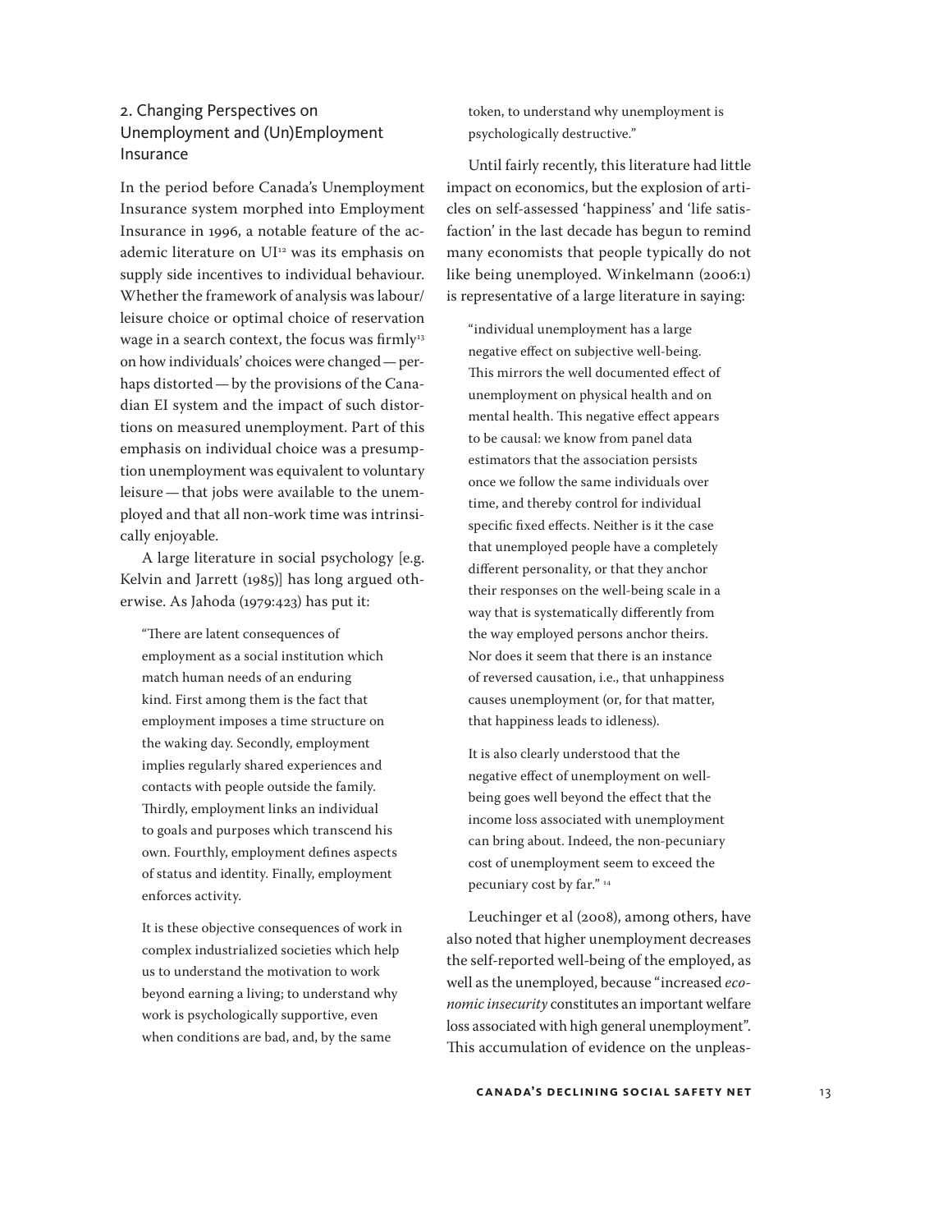## 2. Changing Perspectives on Unemployment and (Un)Employment Insurance

In the period before Canada's Unemployment Insurance system morphed into Employment Insurance in 1996, a notable feature of the academic literature on UI[12] was its emphasis on supply side incentives to individual behaviour. Whether the framework of analysis was labour/leisure choice or optimal choice of reservation wage in a search context, the focus was firmly[13] on how individuals' choices were changed — perhaps distorted — by the provisions of the Canadian EI system and the impact of such distortions on measured unemployment. Part of this emphasis on individual choice was a presumption unemployment was equivalent to voluntary leisure — that jobs were available to the unemployed and that all non-work time was intrinsically enjoyable.

A large literature in social psychology [e.g. Kelvin and Jarrett (1985)] has long argued otherwise. As Jahoda (1979:423) has put it:

> "There are latent consequences of employment as a social institution which match human needs of an enduring kind. First among them is the fact that employment imposes a time structure on the waking day. Secondly, employment implies regularly shared experiences and contacts with people outside the family. Thirdly, employment links an individual to goals and purposes which transcend his own. Fourthly, employment defines aspects of status and identity. Finally, employment enforces activity.
>
> It is these objective consequences of work in complex industrialized societies which help us to understand the motivation to work beyond earning a living; to understand why work is psychologically supportive, even when conditions are bad, and, by the same token, to understand why unemployment is psychologically destructive."

Until fairly recently, this literature had little impact on economics, but the explosion of articles on self-assessed 'happiness' and 'life satisfaction' in the last decade has begun to remind many economists that people typically do not like being unemployed. Winkelmann (2006:1) is representative of a large literature in saying:

> "individual unemployment has a large negative effect on subjective well-being. This mirrors the well documented effect of unemployment on physical health and on mental health. This negative effect appears to be causal: we know from panel data estimators that the association persists once we follow the same individuals over time, and thereby control for individual specific fixed effects. Neither is it the case that unemployed people have a completely different personality, or that they anchor their responses on the well-being scale in a way that is systematically differently from the way employed persons anchor theirs. Nor does it seem that there is an instance of reversed causation, i.e., that unhappiness causes unemployment (or, for that matter, that happiness leads to idleness).
>
> It is also clearly understood that the negative effect of unemployment on well-being goes well beyond the effect that the income loss associated with unemployment can bring about. Indeed, the non-pecuniary cost of unemployment seem to exceed the pecuniary cost by far." [14]

Leuchinger et al (2008), among others, have also noted that higher unemployment decreases the self-reported well-being of the employed, as well as the unemployed, because "increased *economic insecurity* constitutes an important welfare loss associated with high general unemployment". This accumulation of evidence on the unpleas-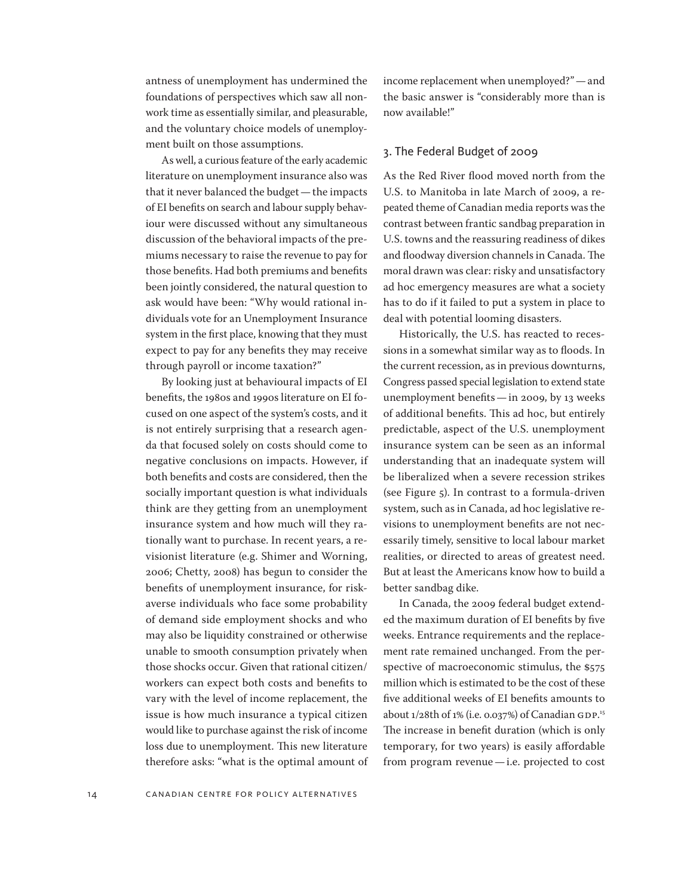antness of unemployment has undermined the foundations of perspectives which saw all non-work time as essentially similar, and pleasurable, and the voluntary choice models of unemployment built on those assumptions.

As well, a curious feature of the early academic literature on unemployment insurance also was that it never balanced the budget — the impacts of EI benefits on search and labour supply behaviour were discussed without any simultaneous discussion of the behavioral impacts of the premiums necessary to raise the revenue to pay for those benefits. Had both premiums and benefits been jointly considered, the natural question to ask would have been: "Why would rational individuals vote for an Unemployment Insurance system in the first place, knowing that they must expect to pay for any benefits they may receive through payroll or income taxation?"

By looking just at behavioural impacts of EI benefits, the 1980s and 1990s literature on EI focused on one aspect of the system's costs, and it is not entirely surprising that a research agenda that focused solely on costs should come to negative conclusions on impacts. However, if both benefits and costs are considered, then the socially important question is what individuals think are they getting from an unemployment insurance system and how much will they rationally want to purchase. In recent years, a revisionist literature (e.g. Shimer and Worning, 2006; Chetty, 2008) has begun to consider the benefits of unemployment insurance, for risk-averse individuals who face some probability of demand side employment shocks and who may also be liquidity constrained or otherwise unable to smooth consumption privately when those shocks occur. Given that rational citizen/workers can expect both costs and benefits to vary with the level of income replacement, the issue is how much insurance a typical citizen would like to purchase against the risk of income loss due to unemployment. This new literature therefore asks: "what is the optimal amount of income replacement when unemployed?" — and the basic answer is "considerably more than is now available!"

## 3. The Federal Budget of 2009

As the Red River flood moved north from the U.S. to Manitoba in late March of 2009, a repeated theme of Canadian media reports was the contrast between frantic sandbag preparation in U.S. towns and the reassuring readiness of dikes and floodway diversion channels in Canada. The moral drawn was clear: risky and unsatisfactory ad hoc emergency measures are what a society has to do if it failed to put a system in place to deal with potential looming disasters.

Historically, the U.S. has reacted to recessions in a somewhat similar way as to floods. In the current recession, as in previous downturns, Congress passed special legislation to extend state unemployment benefits — in 2009, by 13 weeks of additional benefits. This ad hoc, but entirely predictable, aspect of the U.S. unemployment insurance system can be seen as an informal understanding that an inadequate system will be liberalized when a severe recession strikes (see Figure 5). In contrast to a formula-driven system, such as in Canada, ad hoc legislative revisions to unemployment benefits are not necessarily timely, sensitive to local labour market realities, or directed to areas of greatest need. But at least the Americans know how to build a better sandbag dike.

In Canada, the 2009 federal budget extended the maximum duration of EI benefits by five weeks. Entrance requirements and the replacement rate remained unchanged. From the perspective of macroeconomic stimulus, the $575 million which is estimated to be the cost of these five additional weeks of EI benefits amounts to about 1/28th of 1% (i.e. 0.037%) of Canadian GDP.[15] The increase in benefit duration (which is only temporary, for two years) is easily affordable from program revenue — i.e. projected to cost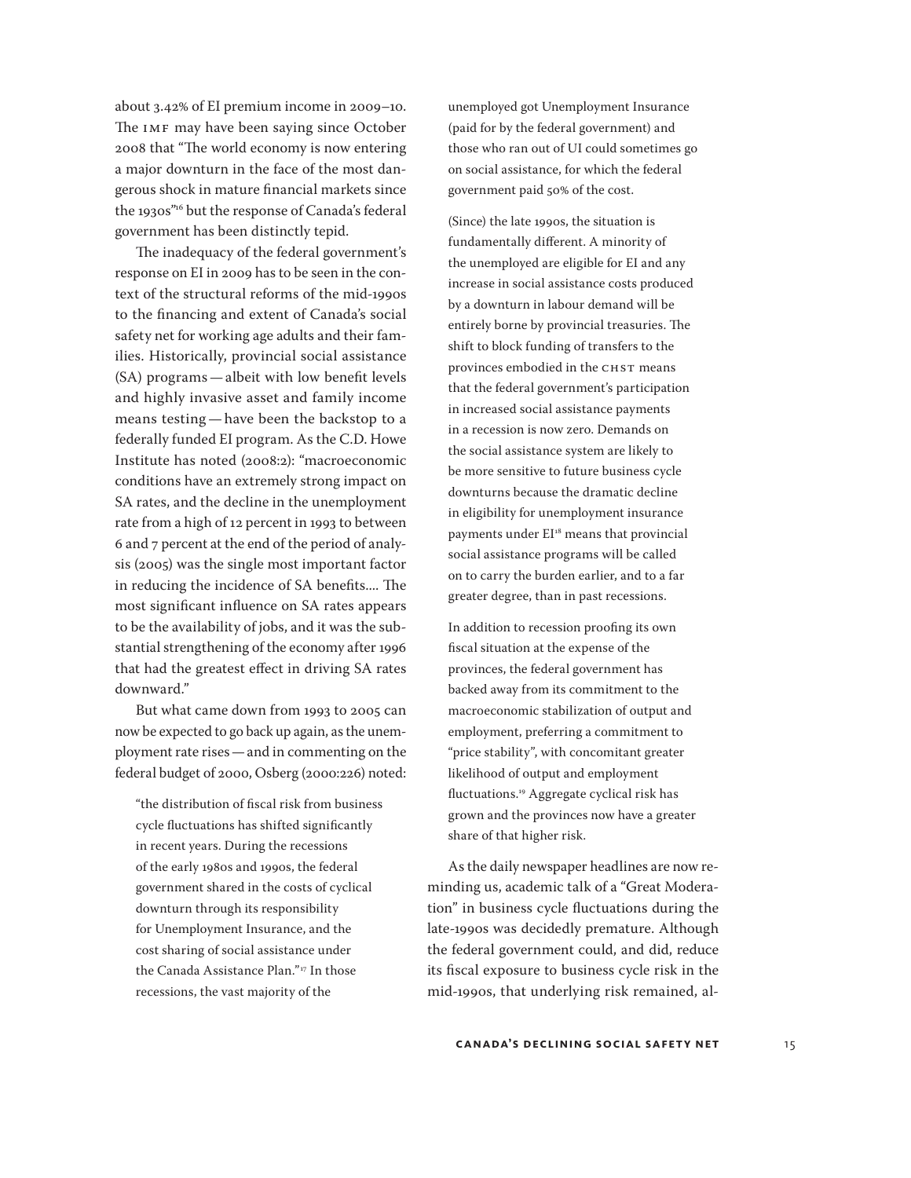about 3.42% of EI premium income in 2009–10. The IMF may have been saying since October 2008 that "The world economy is now entering a major downturn in the face of the most dangerous shock in mature financial markets since the 1930s"[16] but the response of Canada's federal government has been distinctly tepid.

The inadequacy of the federal government's response on EI in 2009 has to be seen in the context of the structural reforms of the mid-1990s to the financing and extent of Canada's social safety net for working age adults and their families. Historically, provincial social assistance (SA) programs — albeit with low benefit levels and highly invasive asset and family income means testing — have been the backstop to a federally funded EI program. As the C.D. Howe Institute has noted (2008:2): "macroeconomic conditions have an extremely strong impact on SA rates, and the decline in the unemployment rate from a high of 12 percent in 1993 to between 6 and 7 percent at the end of the period of analysis (2005) was the single most important factor in reducing the incidence of SA benefits.... The most significant influence on SA rates appears to be the availability of jobs, and it was the substantial strengthening of the economy after 1996 that had the greatest effect in driving SA rates downward."

But what came down from 1993 to 2005 can now be expected to go back up again, as the unemployment rate rises — and in commenting on the federal budget of 2000, Osberg (2000:226) noted:

> "the distribution of fiscal risk from business cycle fluctuations has shifted significantly in recent years. During the recessions of the early 1980s and 1990s, the federal government shared in the costs of cyclical downturn through its responsibility for Unemployment Insurance, and the cost sharing of social assistance under the Canada Assistance Plan."[17] In those recessions, the vast majority of the unemployed got Unemployment Insurance (paid for by the federal government) and those who ran out of UI could sometimes go on social assistance, for which the federal government paid 50% of the cost.
>
> (Since) the late 1990s, the situation is fundamentally different. A minority of the unemployed are eligible for EI and any increase in social assistance costs produced by a downturn in labour demand will be entirely borne by provincial treasuries. The shift to block funding of transfers to the provinces embodied in the CHST means that the federal government's participation in increased social assistance payments in a recession is now zero. Demands on the social assistance system are likely to be more sensitive to future business cycle downturns because the dramatic decline in eligibility for unemployment insurance payments under EI[18] means that provincial social assistance programs will be called on to carry the burden earlier, and to a far greater degree, than in past recessions.
>
> In addition to recession proofing its own fiscal situation at the expense of the provinces, the federal government has backed away from its commitment to the macroeconomic stabilization of output and employment, preferring a commitment to "price stability", with concomitant greater likelihood of output and employment fluctuations.[19] Aggregate cyclical risk has grown and the provinces now have a greater share of that higher risk.

As the daily newspaper headlines are now reminding us, academic talk of a "Great Moderation" in business cycle fluctuations during the late-1990s was decidedly premature. Although the federal government could, and did, reduce its fiscal exposure to business cycle risk in the mid-1990s, that underlying risk remained, al-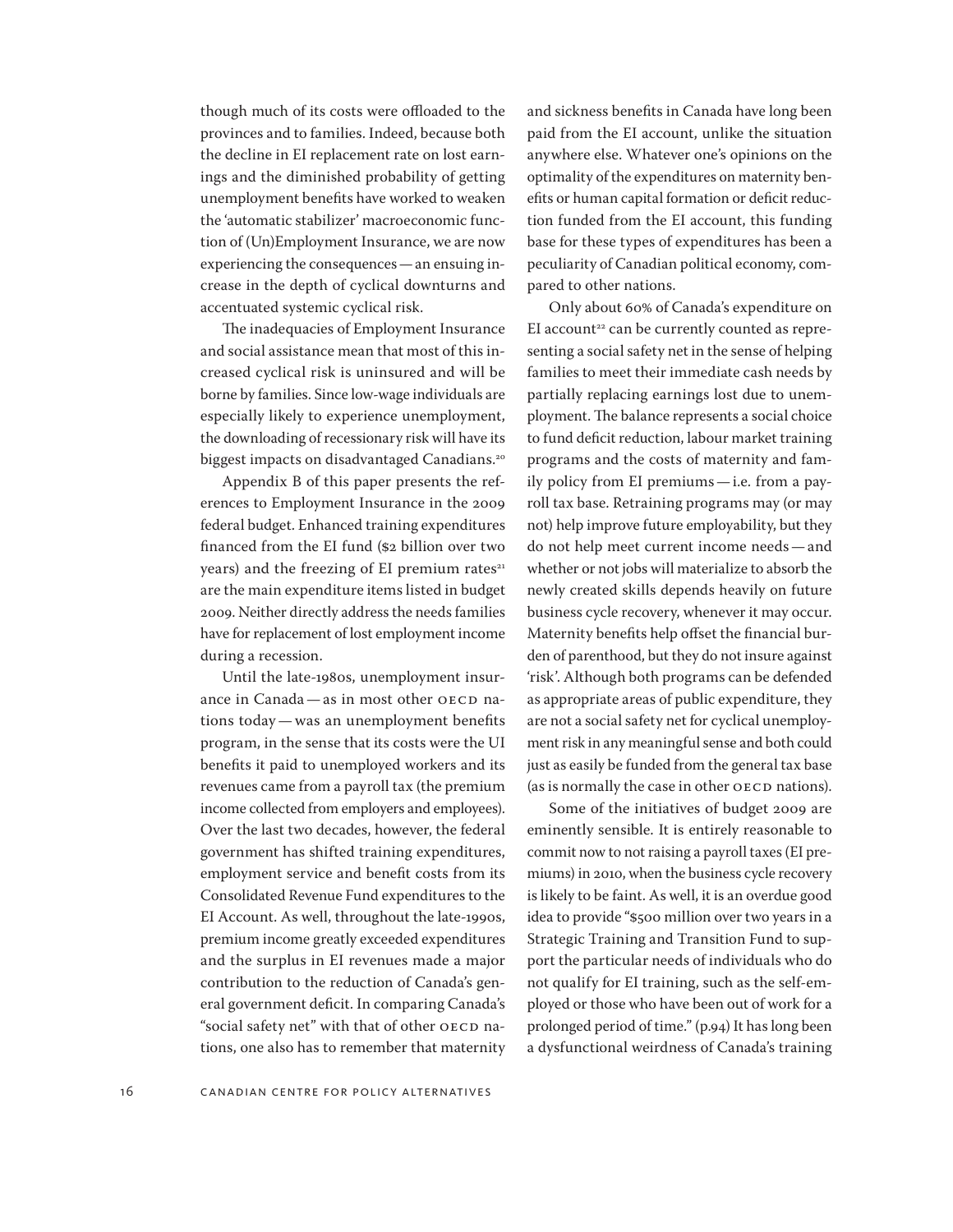though much of its costs were offloaded to the provinces and to families. Indeed, because both the decline in EI replacement rate on lost earnings and the diminished probability of getting unemployment benefits have worked to weaken the 'automatic stabilizer' macroeconomic function of (Un)Employment Insurance, we are now experiencing the consequences — an ensuing increase in the depth of cyclical downturns and accentuated systemic cyclical risk.

The inadequacies of Employment Insurance and social assistance mean that most of this increased cyclical risk is uninsured and will be borne by families. Since low-wage individuals are especially likely to experience unemployment, the downloading of recessionary risk will have its biggest impacts on disadvantaged Canadians.[20]

Appendix B of this paper presents the references to Employment Insurance in the 2009 federal budget. Enhanced training expenditures financed from the EI fund ($2 billion over two years) and the freezing of EI premium rates[21] are the main expenditure items listed in budget 2009. Neither directly address the needs families have for replacement of lost employment income during a recession.

Until the late-1980s, unemployment insurance in Canada — as in most other OECD nations today — was an unemployment benefits program, in the sense that its costs were the UI benefits it paid to unemployed workers and its revenues came from a payroll tax (the premium income collected from employers and employees). Over the last two decades, however, the federal government has shifted training expenditures, employment service and benefit costs from its Consolidated Revenue Fund expenditures to the EI Account. As well, throughout the late-1990s, premium income greatly exceeded expenditures and the surplus in EI revenues made a major contribution to the reduction of Canada's general government deficit. In comparing Canada's "social safety net" with that of other OECD nations, one also has to remember that maternity and sickness benefits in Canada have long been paid from the EI account, unlike the situation anywhere else. Whatever one's opinions on the optimality of the expenditures on maternity benefits or human capital formation or deficit reduction funded from the EI account, this funding base for these types of expenditures has been a peculiarity of Canadian political economy, compared to other nations.

Only about 60% of Canada's expenditure on EI account[22] can be currently counted as representing a social safety net in the sense of helping families to meet their immediate cash needs by partially replacing earnings lost due to unemployment. The balance represents a social choice to fund deficit reduction, labour market training programs and the costs of maternity and family policy from EI premiums — i.e. from a payroll tax base. Retraining programs may (or may not) help improve future employability, but they do not help meet current income needs — and whether or not jobs will materialize to absorb the newly created skills depends heavily on future business cycle recovery, whenever it may occur. Maternity benefits help offset the financial burden of parenthood, but they do not insure against 'risk'. Although both programs can be defended as appropriate areas of public expenditure, they are not a social safety net for cyclical unemployment risk in any meaningful sense and both could just as easily be funded from the general tax base (as is normally the case in other OECD nations).

Some of the initiatives of budget 2009 are eminently sensible. It is entirely reasonable to commit now to not raising a payroll taxes (EI premiums) in 2010, when the business cycle recovery is likely to be faint. As well, it is an overdue good idea to provide "$500 million over two years in a Strategic Training and Transition Fund to support the particular needs of individuals who do not qualify for EI training, such as the self-employed or those who have been out of work for a prolonged period of time." (p.94) It has long been a dysfunctional weirdness of Canada's training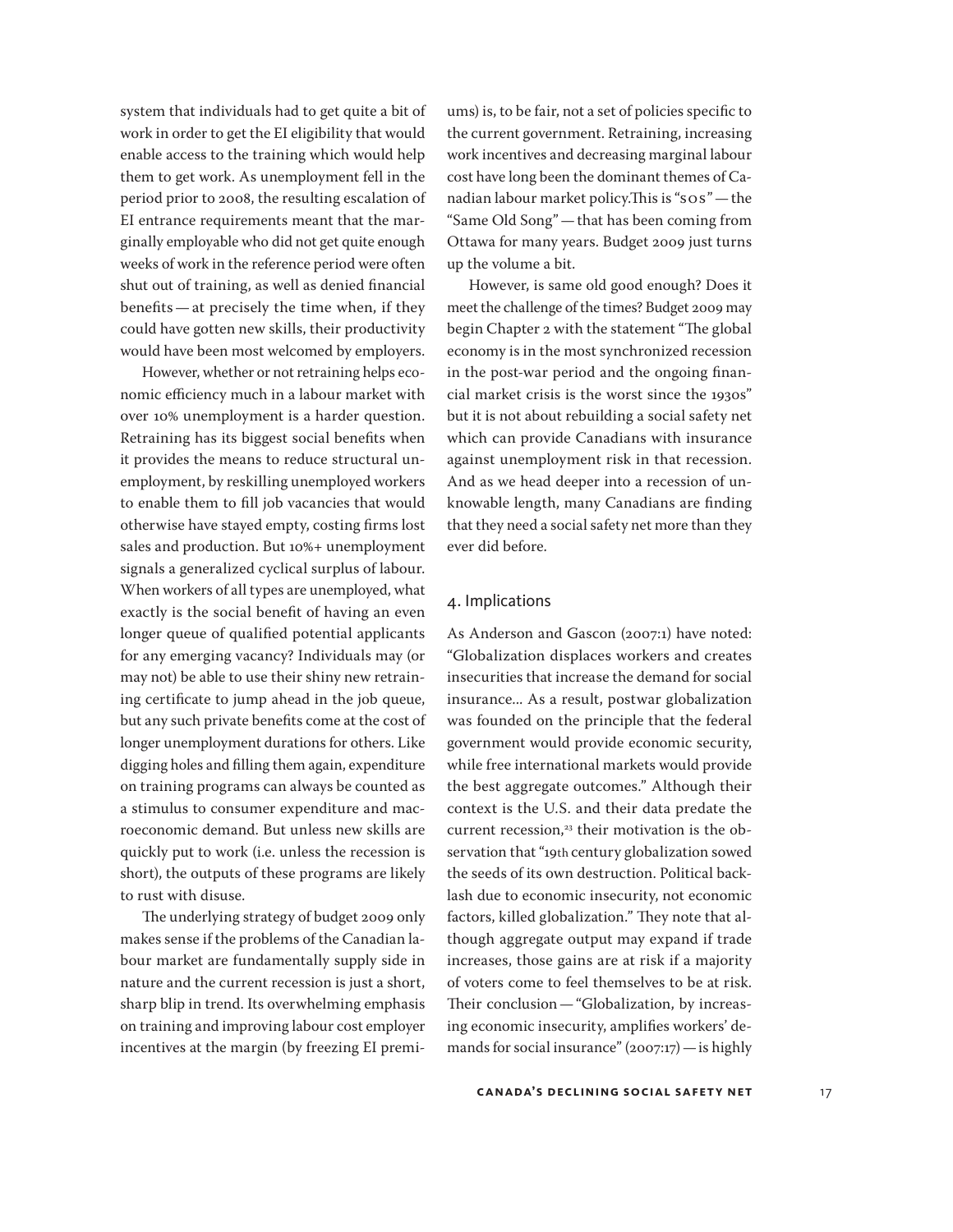system that individuals had to get quite a bit of work in order to get the EI eligibility that would enable access to the training which would help them to get work. As unemployment fell in the period prior to 2008, the resulting escalation of EI entrance requirements meant that the marginally employable who did not get quite enough weeks of work in the reference period were often shut out of training, as well as denied financial benefits — at precisely the time when, if they could have gotten new skills, their productivity would have been most welcomed by employers.

However, whether or not retraining helps economic efficiency much in a labour market with over 10% unemployment is a harder question. Retraining has its biggest social benefits when it provides the means to reduce structural unemployment, by reskilling unemployed workers to enable them to fill job vacancies that would otherwise have stayed empty, costing firms lost sales and production. But 10%+ unemployment signals a generalized cyclical surplus of labour. When workers of all types are unemployed, what exactly is the social benefit of having an even longer queue of qualified potential applicants for any emerging vacancy? Individuals may (or may not) be able to use their shiny new retraining certificate to jump ahead in the job queue, but any such private benefits come at the cost of longer unemployment durations for others. Like digging holes and filling them again, expenditure on training programs can always be counted as a stimulus to consumer expenditure and macroeconomic demand. But unless new skills are quickly put to work (i.e. unless the recession is short), the outputs of these programs are likely to rust with disuse.

The underlying strategy of budget 2009 only makes sense if the problems of the Canadian labour market are fundamentally supply side in nature and the current recession is just a short, sharp blip in trend. Its overwhelming emphasis on training and improving labour cost employer incentives at the margin (by freezing EI premiums) is, to be fair, not a set of policies specific to the current government. Retraining, increasing work incentives and decreasing marginal labour cost have long been the dominant themes of Canadian labour market policy. This is "SOS" — the "Same Old Song" — that has been coming from Ottawa for many years. Budget 2009 just turns up the volume a bit.

However, is same old good enough? Does it meet the challenge of the times? Budget 2009 may begin Chapter 2 with the statement "The global economy is in the most synchronized recession in the post-war period and the ongoing financial market crisis is the worst since the 1930s" but it is not about rebuilding a social safety net which can provide Canadians with insurance against unemployment risk in that recession. And as we head deeper into a recession of unknowable length, many Canadians are finding that they need a social safety net more than they ever did before.

## 4. Implications

As Anderson and Gascon (2007:1) have noted: "Globalization displaces workers and creates insecurities that increase the demand for social insurance... As a result, postwar globalization was founded on the principle that the federal government would provide economic security, while free international markets would provide the best aggregate outcomes." Although their context is the U.S. and their data predate the current recession,[23] their motivation is the observation that "19th century globalization sowed the seeds of its own destruction. Political backlash due to economic insecurity, not economic factors, killed globalization." They note that although aggregate output may expand if trade increases, those gains are at risk if a majority of voters come to feel themselves to be at risk. Their conclusion — "Globalization, by increasing economic insecurity, amplifies workers' demands for social insurance" (2007:17) — is highly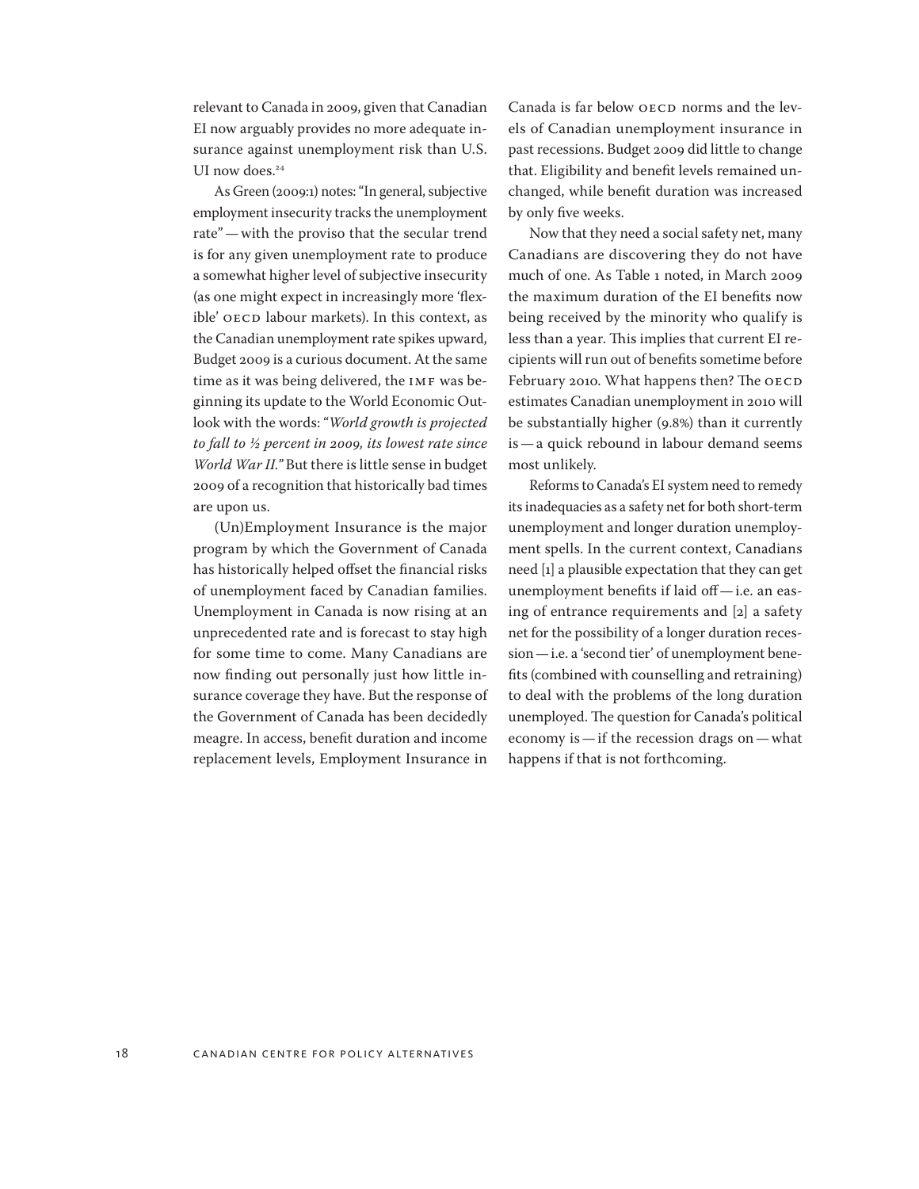relevant to Canada in 2009, given that Canadian EI now arguably provides no more adequate insurance against unemployment risk than U.S. UI now does.[24]

As Green (2009:1) notes: "In general, subjective employment insecurity tracks the unemployment rate" — with the proviso that the secular trend is for any given unemployment rate to produce a somewhat higher level of subjective insecurity (as one might expect in increasingly more 'flexible' OECD labour markets). In this context, as the Canadian unemployment rate spikes upward, Budget 2009 is a curious document. At the same time as it was being delivered, the IMF was beginning its update to the World Economic Outlook with the words: "*World growth is projected to fall to ½ percent in 2009, its lowest rate since World War II.*" But there is little sense in budget 2009 of a recognition that historically bad times are upon us.

(Un)Employment Insurance is the major program by which the Government of Canada has historically helped offset the financial risks of unemployment faced by Canadian families. Unemployment in Canada is now rising at an unprecedented rate and is forecast to stay high for some time to come. Many Canadians are now finding out personally just how little insurance coverage they have. But the response of the Government of Canada has been decidedly meagre. In access, benefit duration and income replacement levels, Employment Insurance in Canada is far below OECD norms and the levels of Canadian unemployment insurance in past recessions. Budget 2009 did little to change that. Eligibility and benefit levels remained unchanged, while benefit duration was increased by only five weeks.

Now that they need a social safety net, many Canadians are discovering they do not have much of one. As Table 1 noted, in March 2009 the maximum duration of the EI benefits now being received by the minority who qualify is less than a year. This implies that current EI recipients will run out of benefits sometime before February 2010. What happens then? The OECD estimates Canadian unemployment in 2010 will be substantially higher (9.8%) than it currently is — a quick rebound in labour demand seems most unlikely.

Reforms to Canada's EI system need to remedy its inadequacies as a safety net for both short-term unemployment and longer duration unemployment spells. In the current context, Canadians need [1] a plausible expectation that they can get unemployment benefits if laid off — i.e. an easing of entrance requirements and [2] a safety net for the possibility of a longer duration recession — i.e. a 'second tier' of unemployment benefits (combined with counselling and retraining) to deal with the problems of the long duration unemployed. The question for Canada's political economy is — if the recession drags on — what happens if that is not forthcoming.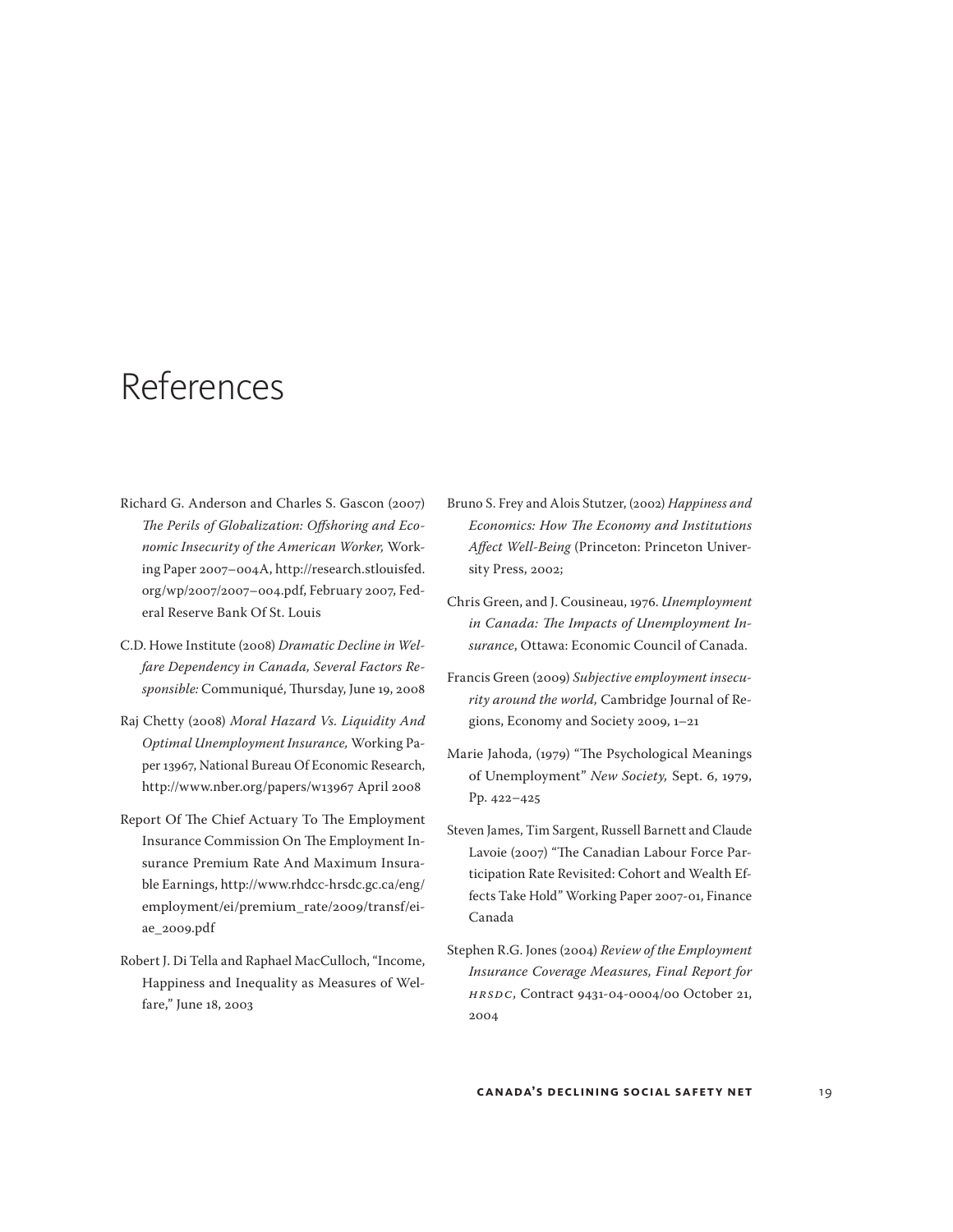# References

Richard G. Anderson and Charles S. Gascon (2007) *The Perils of Globalization: Offshoring and Economic Insecurity of the American Worker,* Working Paper 2007–004A, http://research.stlouisfed.org/wp/2007/2007–004.pdf, February 2007, Federal Reserve Bank Of St. Louis

C.D. Howe Institute (2008) *Dramatic Decline in Welfare Dependency in Canada, Several Factors Responsible:* Communiqué, Thursday, June 19, 2008

Raj Chetty (2008) *Moral Hazard Vs. Liquidity And Optimal Unemployment Insurance,* Working Paper 13967, National Bureau Of Economic Research, http://www.nber.org/papers/w13967 April 2008

Report Of The Chief Actuary To The Employment Insurance Commission On The Employment Insurance Premium Rate And Maximum Insurable Earnings, http://www.rhdcc-hrsdc.gc.ca/eng/employment/ei/premium_rate/2009/transf/ei-ae_2009.pdf

Robert J. Di Tella and Raphael MacCulloch, "Income, Happiness and Inequality as Measures of Welfare," June 18, 2003

Bruno S. Frey and Alois Stutzer, (2002) *Happiness and Economics: How The Economy and Institutions Affect Well-Being* (Princeton: Princeton University Press, 2002;

Chris Green, and J. Cousineau, 1976. *Unemployment in Canada: The Impacts of Unemployment Insurance*, Ottawa: Economic Council of Canada.

Francis Green (2009) *Subjective employment insecurity around the world,* Cambridge Journal of Regions, Economy and Society 2009, 1–21

Marie Jahoda, (1979) "The Psychological Meanings of Unemployment" *New Society,* Sept. 6, 1979, Pp. 422–425

Steven James, Tim Sargent, Russell Barnett and Claude Lavoie (2007) "The Canadian Labour Force Participation Rate Revisited: Cohort and Wealth Effects Take Hold" Working Paper 2007-01, Finance Canada

Stephen R.G. Jones (2004) *Review of the Employment Insurance Coverage Measures, Final Report for HRSDC,* Contract 9431-04-0004/00 October 21, 2004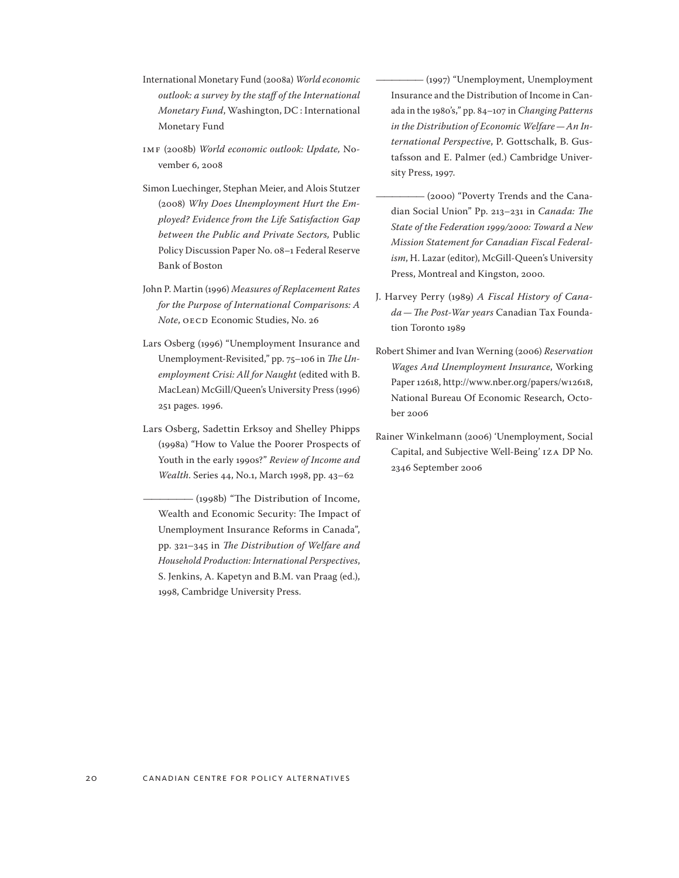International Monetary Fund (2008a) *World economic outlook: a survey by the staff of the International Monetary Fund*, Washington, DC : International Monetary Fund

IMF (2008b) *World economic outlook: Update,* November 6, 2008

Simon Luechinger, Stephan Meier, and Alois Stutzer (2008) *Why Does Unemployment Hurt the Employed? Evidence from the Life Satisfaction Gap between the Public and Private Sectors,* Public Policy Discussion Paper No. 08–1 Federal Reserve Bank of Boston

John P. Martin (1996) *Measures of Replacement Rates for the Purpose of International Comparisons: A Note*, OECD Economic Studies, No. 26

Lars Osberg (1996) "Unemployment Insurance and Unemployment-Revisited," pp. 75–106 in *The Unemployment Crisi: All for Naught* (edited with B. MacLean) McGill/Queen's University Press (1996) 251 pages. 1996.

Lars Osberg, Sadettin Erksoy and Shelley Phipps (1998a) "How to Value the Poorer Prospects of Youth in the early 1990s?" *Review of Income and Wealth*. Series 44, No.1, March 1998, pp. 43–62

————— (1998b) "The Distribution of Income, Wealth and Economic Security: The Impact of Unemployment Insurance Reforms in Canada", pp. 321–345 in *The Distribution of Welfare and Household Production: International Perspectives*, S. Jenkins, A. Kapetyn and B.M. van Praag (ed.), 1998, Cambridge University Press.

————— (1997) "Unemployment, Unemployment Insurance and the Distribution of Income in Canada in the 1980's," pp. 84–107 in *Changing Patterns in the Distribution of Economic Welfare — An International Perspective*, P. Gottschalk, B. Gustafsson and E. Palmer (ed.) Cambridge University Press, 1997.

————— (2000) "Poverty Trends and the Canadian Social Union" Pp. 213–231 in *Canada: The State of the Federation 1999/2000: Toward a New Mission Statement for Canadian Fiscal Federalism*, H. Lazar (editor), McGill-Queen's University Press, Montreal and Kingston, 2000.

J. Harvey Perry (1989) *A Fiscal History of Canada — The Post-War years* Canadian Tax Foundation Toronto 1989

Robert Shimer and Ivan Werning (2006) *Reservation Wages And Unemployment Insurance*, Working Paper 12618, http://www.nber.org/papers/w12618, National Bureau Of Economic Research, October 2006

Rainer Winkelmann (2006) 'Unemployment, Social Capital, and Subjective Well-Being' IZA DP No. 2346 September 2006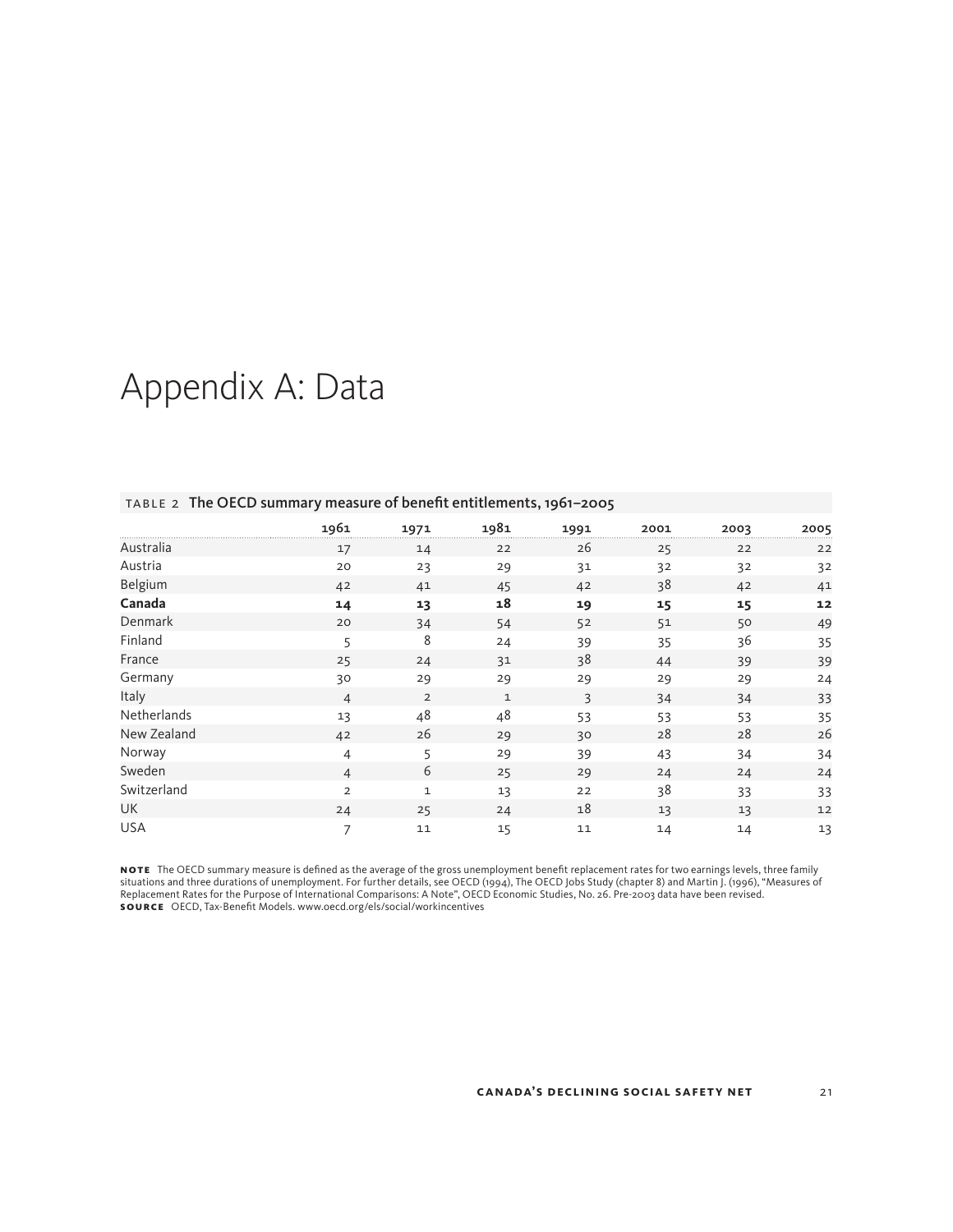# Appendix A: Data

TABLE 2 **The OECD summary measure of benefit entitlements, 1961–2005**

| | 1961 | 1971 | 1981 | 1991 | 2001 | 2003 | 2005 |
|---|---|---|---|---|---|---|---|
| Australia | 17 | 14 | 22 | 26 | 25 | 22 | 22 |
| Austria | 20 | 23 | 29 | 31 | 32 | 32 | 32 |
| Belgium | 42 | 41 | 45 | 42 | 38 | 42 | 41 |
| **Canada** | **14** | **13** | **18** | **19** | **15** | **15** | **12** |
| Denmark | 20 | 34 | 54 | 52 | 51 | 50 | 49 |
| Finland | 5 | 8 | 24 | 39 | 35 | 36 | 35 |
| France | 25 | 24 | 31 | 38 | 44 | 39 | 39 |
| Germany | 30 | 29 | 29 | 29 | 29 | 29 | 24 |
| Italy | 4 | 2 | 1 | 3 | 34 | 34 | 33 |
| Netherlands | 13 | 48 | 48 | 53 | 53 | 53 | 35 |
| New Zealand | 42 | 26 | 29 | 30 | 28 | 28 | 26 |
| Norway | 4 | 5 | 29 | 39 | 43 | 34 | 34 |
| Sweden | 4 | 6 | 25 | 29 | 24 | 24 | 24 |
| Switzerland | 2 | 1 | 13 | 22 | 38 | 33 | 33 |
| UK | 24 | 25 | 24 | 18 | 13 | 13 | 12 |
| USA | 7 | 11 | 15 | 11 | 14 | 14 | 13 |

**NOTE** The OECD summary measure is defined as the average of the gross unemployment benefit replacement rates for two earnings levels, three family situations and three durations of unemployment. For further details, see OECD (1994), The OECD Jobs Study (chapter 8) and Martin J. (1996), "Measures of Replacement Rates for the Purpose of International Comparisons: A Note", OECD Economic Studies, No. 26. Pre-2003 data have been revised.
**SOURCE** OECD, Tax-Benefit Models. www.oecd.org/els/social/workincentives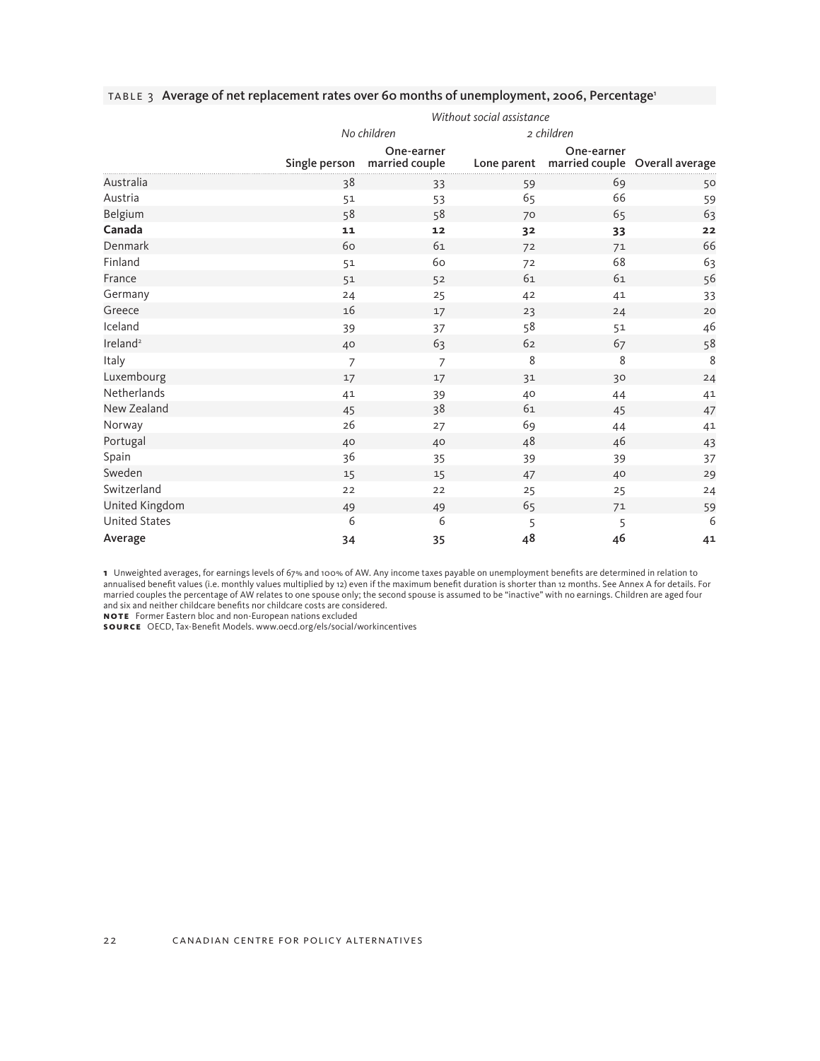TABLE 3 **Average of net replacement rates over 60 months of unemployment, 2006, Percentage**[1]

| | *Without social assistance* | | | | |
|---|---|---|---|---|---|
| | *No children* | | *2 children* | | |
| | Single person | One-earner married couple | Lone parent | One-earner married couple | Overall average |
| Australia | 38 | 33 | 59 | 69 | 50 |
| Austria | 51 | 53 | 65 | 66 | 59 |
| Belgium | 58 | 58 | 70 | 65 | 63 |
| **Canada** | **11** | **12** | **32** | **33** | **22** |
| Denmark | 60 | 61 | 72 | 71 | 66 |
| Finland | 51 | 60 | 72 | 68 | 63 |
| France | 51 | 52 | 61 | 61 | 56 |
| Germany | 24 | 25 | 42 | 41 | 33 |
| Greece | 16 | 17 | 23 | 24 | 20 |
| Iceland | 39 | 37 | 58 | 51 | 46 |
| Ireland[2] | 40 | 63 | 62 | 67 | 58 |
| Italy | 7 | 7 | 8 | 8 | 8 |
| Luxembourg | 17 | 17 | 31 | 30 | 24 |
| Netherlands | 41 | 39 | 40 | 44 | 41 |
| New Zealand | 45 | 38 | 61 | 45 | 47 |
| Norway | 26 | 27 | 69 | 44 | 41 |
| Portugal | 40 | 40 | 48 | 46 | 43 |
| Spain | 36 | 35 | 39 | 39 | 37 |
| Sweden | 15 | 15 | 47 | 40 | 29 |
| Switzerland | 22 | 22 | 25 | 25 | 24 |
| United Kingdom | 49 | 49 | 65 | 71 | 59 |
| United States | 6 | 6 | 5 | 5 | 6 |
| **Average** | **34** | **35** | **48** | **46** | **41** |

**1** Unweighted averages, for earnings levels of 67% and 100% of AW. Any income taxes payable on unemployment benefits are determined in relation to annualised benefit values (i.e. monthly values multiplied by 12) even if the maximum benefit duration is shorter than 12 months. See Annex A for details. For married couples the percentage of AW relates to one spouse only; the second spouse is assumed to be "inactive" with no earnings. Children are aged four and six and neither childcare benefits nor childcare costs are considered.

**NOTE** Former Eastern bloc and non-European nations excluded

**SOURCE** OECD, Tax-Benefit Models. www.oecd.org/els/social/workincentives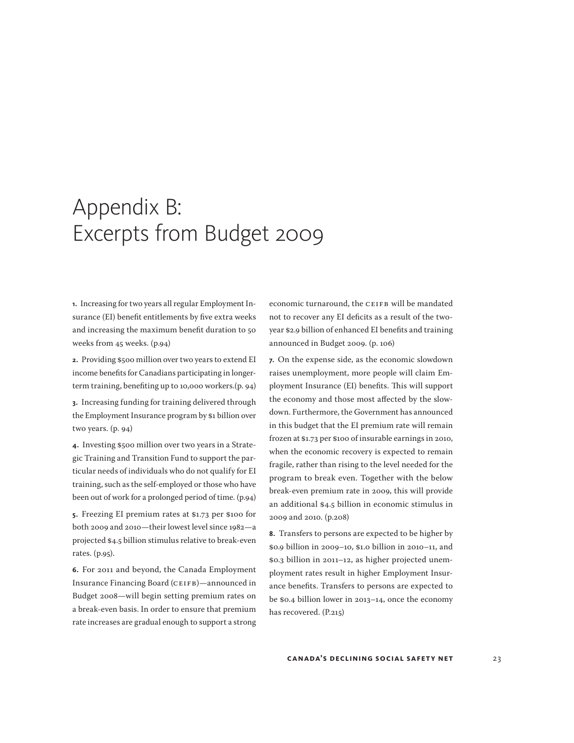# Appendix B: Excerpts from Budget 2009

**1.** Increasing for two years all regular Employment Insurance (EI) benefit entitlements by five extra weeks and increasing the maximum benefit duration to 50 weeks from 45 weeks. (p.94)

**2.** Providing $500 million over two years to extend EI income benefits for Canadians participating in longer-term training, benefiting up to 10,000 workers.(p. 94)

**3.** Increasing funding for training delivered through the Employment Insurance program by $1 billion over two years. (p. 94)

**4.** Investing $500 million over two years in a Strategic Training and Transition Fund to support the particular needs of individuals who do not qualify for EI training, such as the self-employed or those who have been out of work for a prolonged period of time. (p.94)

**5.** Freezing EI premium rates at $1.73 per $100 for both 2009 and 2010—their lowest level since 1982—a projected $4.5 billion stimulus relative to break-even rates. (p.95).

**6.** For 2011 and beyond, the Canada Employment Insurance Financing Board (CEIFB)—announced in Budget 2008—will begin setting premium rates on a break-even basis. In order to ensure that premium rate increases are gradual enough to support a strong economic turnaround, the CEIFB will be mandated not to recover any EI deficits as a result of the two-year $2.9 billion of enhanced EI benefits and training announced in Budget 2009. (p. 106)

**7.** On the expense side, as the economic slowdown raises unemployment, more people will claim Employment Insurance (EI) benefits. This will support the economy and those most affected by the slowdown. Furthermore, the Government has announced in this budget that the EI premium rate will remain frozen at $1.73 per $100 of insurable earnings in 2010, when the economic recovery is expected to remain fragile, rather than rising to the level needed for the program to break even. Together with the below break-even premium rate in 2009, this will provide an additional $4.5 billion in economic stimulus in 2009 and 2010. (p.208)

**8.** Transfers to persons are expected to be higher by $0.9 billion in 2009–10, $1.0 billion in 2010–11, and $0.3 billion in 2011–12, as higher projected unemployment rates result in higher Employment Insurance benefits. Transfers to persons are expected to be $0.4 billion lower in 2013–14, once the economy has recovered. (P.215)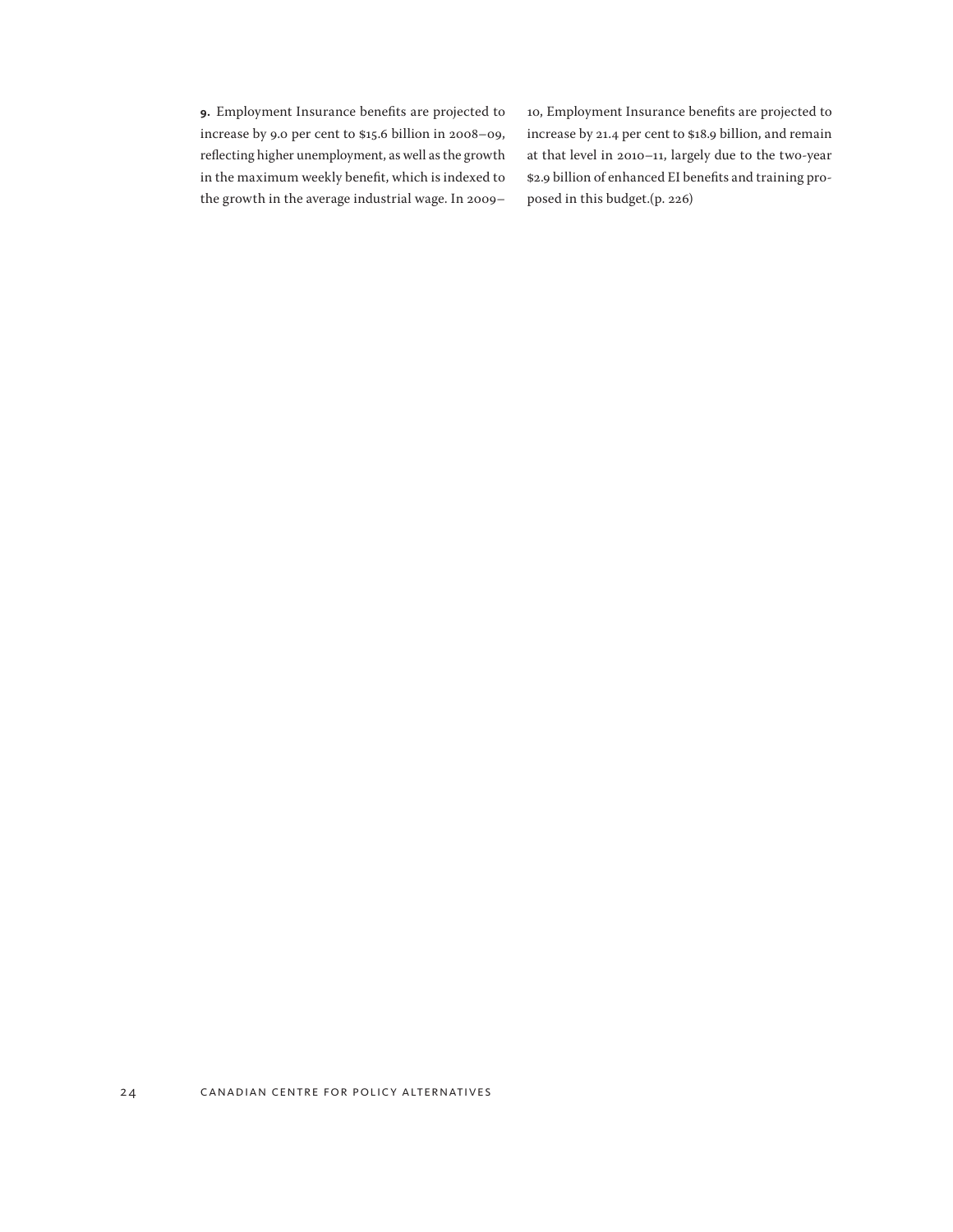**9.** Employment Insurance benefits are projected to increase by 9.0 per cent to $15.6 billion in 2008–09, reflecting higher unemployment, as well as the growth in the maximum weekly benefit, which is indexed to the growth in the average industrial wage. In 2009–10, Employment Insurance benefits are projected to increase by 21.4 per cent to $18.9 billion, and remain at that level in 2010–11, largely due to the two-year $2.9 billion of enhanced EI benefits and training proposed in this budget.(p. 226)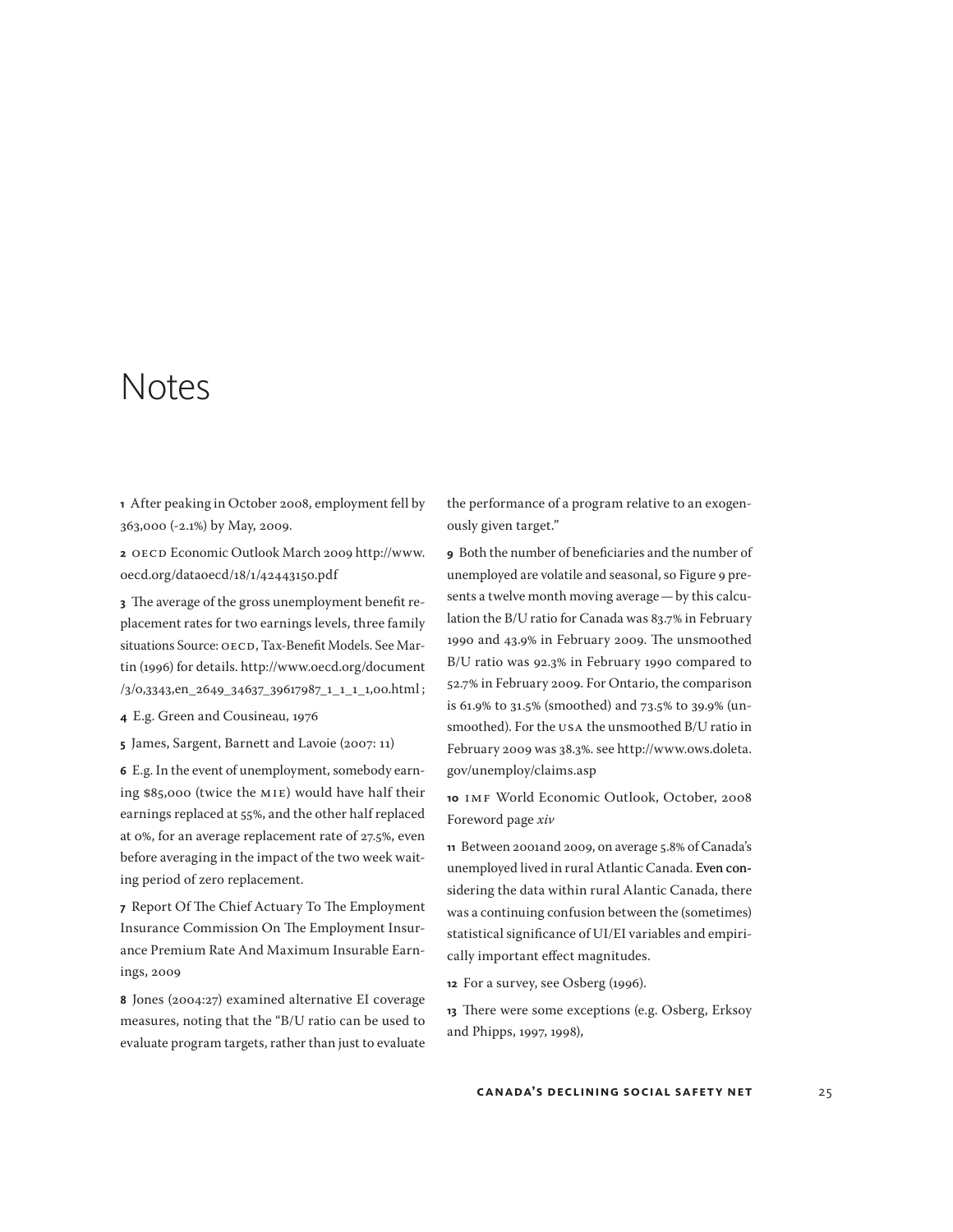# Notes

**1** After peaking in October 2008, employment fell by 363,000 (-2.1%) by May, 2009.

**2** OECD Economic Outlook March 2009 http://www.oecd.org/dataoecd/18/1/42443150.pdf

**3** The average of the gross unemployment benefit replacement rates for two earnings levels, three family situations Source: OECD, Tax-Benefit Models. See Martin (1996) for details. http://www.oecd.org/document/3/0,3343,en_2649_34637_39617987_1_1_1_1,00.html ;

**4** E.g. Green and Cousineau, 1976

**5** James, Sargent, Barnett and Lavoie (2007: 11)

**6** E.g. In the event of unemployment, somebody earning \$85,000 (twice the MIE) would have half their earnings replaced at 55%, and the other half replaced at 0%, for an average replacement rate of 27.5%, even before averaging in the impact of the two week waiting period of zero replacement.

**7** Report Of The Chief Actuary To The Employment Insurance Commission On The Employment Insurance Premium Rate And Maximum Insurable Earnings, 2009

**8** Jones (2004:27) examined alternative EI coverage measures, noting that the "B/U ratio can be used to evaluate program targets, rather than just to evaluate the performance of a program relative to an exogenously given target."

**9** Both the number of beneficiaries and the number of unemployed are volatile and seasonal, so Figure 9 presents a twelve month moving average — by this calculation the B/U ratio for Canada was 83.7% in February 1990 and 43.9% in February 2009. The unsmoothed B/U ratio was 92.3% in February 1990 compared to 52.7% in February 2009. For Ontario, the comparison is 61.9% to 31.5% (smoothed) and 73.5% to 39.9% (unsmoothed). For the USA the unsmoothed B/U ratio in February 2009 was 38.3%. see http://www.ows.doleta.gov/unemploy/claims.asp

**10** IMF World Economic Outlook, October, 2008 Foreword page *xiv*

**11** Between 2001and 2009, on average 5.8% of Canada's unemployed lived in rural Atlantic Canada. Even considering the data within rural Alantic Canada, there was a continuing confusion between the (sometimes) statistical significance of UI/EI variables and empirically important effect magnitudes.

**12** For a survey, see Osberg (1996).

**13** There were some exceptions (e.g. Osberg, Erksoy and Phipps, 1997, 1998),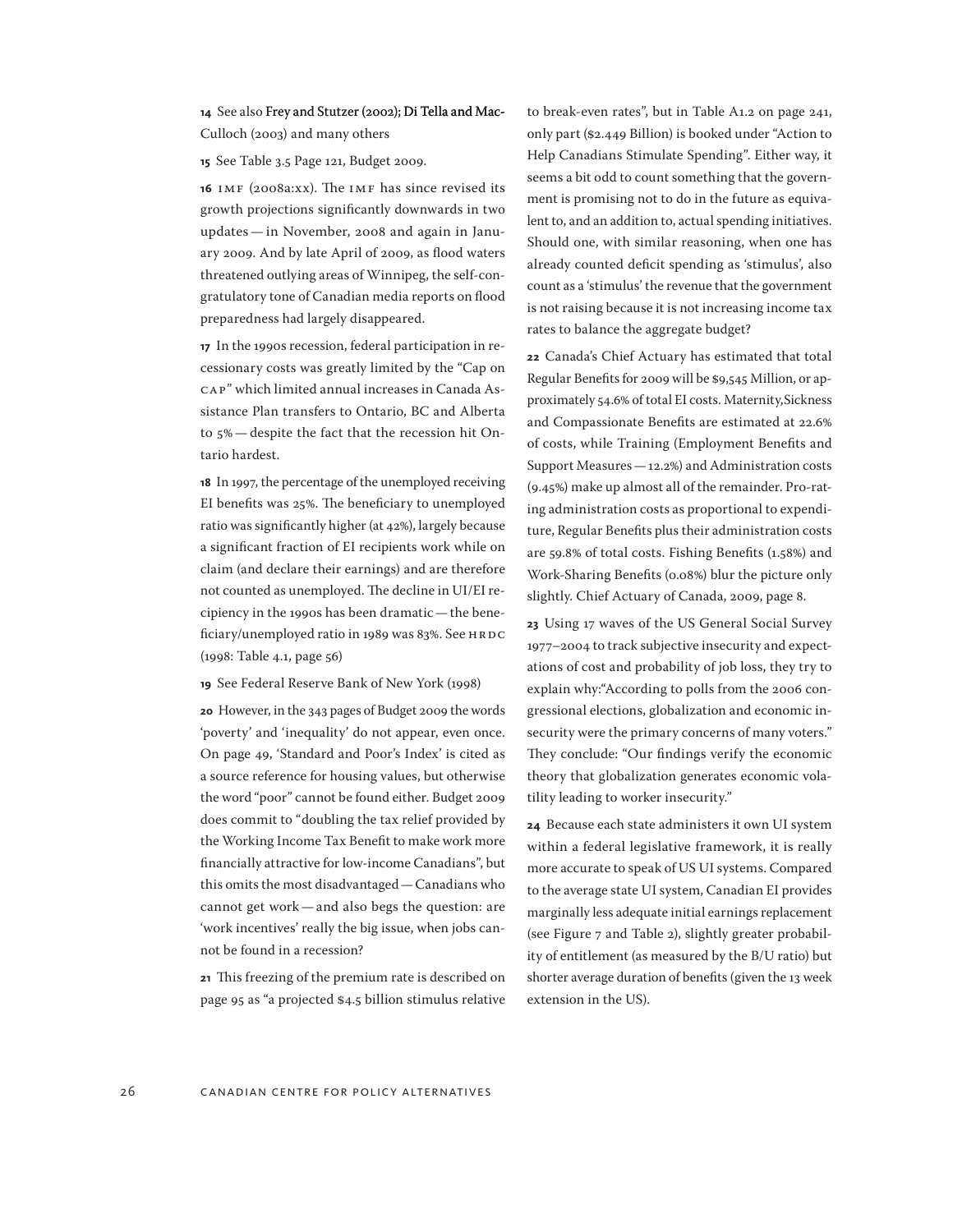**14** See also Frey and Stutzer (2002); Di Tella and MacCulloch (2003) and many others

**15** See Table 3.5 Page 121, Budget 2009.

**16** IMF (2008a:xx). The IMF has since revised its growth projections significantly downwards in two updates — in November, 2008 and again in January 2009. And by late April of 2009, as flood waters threatened outlying areas of Winnipeg, the self-congratulatory tone of Canadian media reports on flood preparedness had largely disappeared.

**17** In the 1990s recession, federal participation in recessionary costs was greatly limited by the "Cap on CAP" which limited annual increases in Canada Assistance Plan transfers to Ontario, BC and Alberta to 5% — despite the fact that the recession hit Ontario hardest.

**18** In 1997, the percentage of the unemployed receiving EI benefits was 25%. The beneficiary to unemployed ratio was significantly higher (at 42%), largely because a significant fraction of EI recipients work while on claim (and declare their earnings) and are therefore not counted as unemployed. The decline in UI/EI recipiency in the 1990s has been dramatic — the beneficiary/unemployed ratio in 1989 was 83%. See HRDC (1998: Table 4.1, page 56)

**19** See Federal Reserve Bank of New York (1998)

**20** However, in the 343 pages of Budget 2009 the words 'poverty' and 'inequality' do not appear, even once. On page 49, 'Standard and Poor's Index' is cited as a source reference for housing values, but otherwise the word "poor" cannot be found either. Budget 2009 does commit to "doubling the tax relief provided by the Working Income Tax Benefit to make work more financially attractive for low-income Canadians", but this omits the most disadvantaged — Canadians who cannot get work — and also begs the question: are 'work incentives' really the big issue, when jobs cannot be found in a recession?

**21** This freezing of the premium rate is described on page 95 as "a projected $4.5 billion stimulus relative to break-even rates", but in Table A1.2 on page 241, only part ($2.449 Billion) is booked under "Action to Help Canadians Stimulate Spending". Either way, it seems a bit odd to count something that the government is promising not to do in the future as equivalent to, and an addition to, actual spending initiatives. Should one, with similar reasoning, when one has already counted deficit spending as 'stimulus', also count as a 'stimulus' the revenue that the government is not raising because it is not increasing income tax rates to balance the aggregate budget?

**22** Canada's Chief Actuary has estimated that total Regular Benefits for 2009 will be $9,545 Million, or approximately 54.6% of total EI costs. Maternity,Sickness and Compassionate Benefits are estimated at 22.6% of costs, while Training (Employment Benefits and Support Measures — 12.2%) and Administration costs (9.45%) make up almost all of the remainder. Pro-rating administration costs as proportional to expenditure, Regular Benefits plus their administration costs are 59.8% of total costs. Fishing Benefits (1.58%) and Work-Sharing Benefits (0.08%) blur the picture only slightly. Chief Actuary of Canada, 2009, page 8.

**23** Using 17 waves of the US General Social Survey 1977–2004 to track subjective insecurity and expectations of cost and probability of job loss, they try to explain why:"According to polls from the 2006 congressional elections, globalization and economic insecurity were the primary concerns of many voters." They conclude: "Our findings verify the economic theory that globalization generates economic volatility leading to worker insecurity."

**24** Because each state administers it own UI system within a federal legislative framework, it is really more accurate to speak of US UI systems. Compared to the average state UI system, Canadian EI provides marginally less adequate initial earnings replacement (see Figure 7 and Table 2), slightly greater probability of entitlement (as measured by the B/U ratio) but shorter average duration of benefits (given the 13 week extension in the US).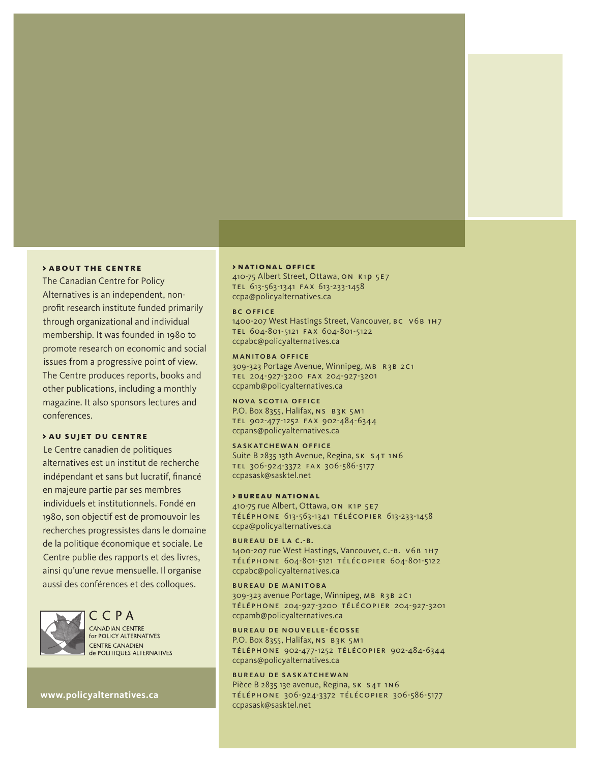### › ABOUT THE CENTRE

The Canadian Centre for Policy Alternatives is an independent, non-profit research institute funded primarily through organizational and individual membership. It was founded in 1980 to promote research on economic and social issues from a progressive point of view. The Centre produces reports, books and other publications, including a monthly magazine. It also sponsors lectures and conferences.

### › AU SUJET DU CENTRE

Le Centre canadien de politiques alternatives est un institut de recherche indépendant et sans but lucratif, financé en majeure partie par ses membres individuels et institutionnels. Fondé en 1980, son objectif est de promouvoir les recherches progressistes dans le domaine de la politique économique et sociale. Le Centre publie des rapports et des livres, ainsi qu'une revue mensuelle. Il organise aussi des conférences et des colloques.

CCPA
CANADIAN CENTRE for POLICY ALTERNATIVES
CENTRE CANADIEN de POLITIQUES ALTERNATIVES

**www.policyalternatives.ca**

### › NATIONAL OFFICE

410-75 Albert Street, Ottawa, ON K1P 5E7
TEL 613-563-1341 FAX 613-233-1458
ccpa@policyalternatives.ca

#### BC OFFICE

1400-207 West Hastings Street, Vancouver, BC V6B 1H7
TEL 604-801-5121 FAX 604-801-5122
ccpabc@policyalternatives.ca

#### MANITOBA OFFICE

309-323 Portage Avenue, Winnipeg, MB R3B 2C1
TEL 204-927-3200 FAX 204-927-3201
ccpamb@policyalternatives.ca

#### NOVA SCOTIA OFFICE

P.O. Box 8355, Halifax, NS B3K 5M1
TEL 902-477-1252 FAX 902-484-6344
ccpans@policyalternatives.ca

#### SASKATCHEWAN OFFICE

Suite B 2835 13th Avenue, Regina, SK S4T 1N6
TEL 306-924-3372 FAX 306-586-5177
ccpasask@sasktel.net

### › BUREAU NATIONAL

410-75 rue Albert, Ottawa, ON K1P 5E7
TÉLÉPHONE 613-563-1341 TÉLÉCOPIER 613-233-1458
ccpa@policyalternatives.ca

#### BUREAU DE LA C.-B.

1400-207 rue West Hastings, Vancouver, C.-B. V6B 1H7
TÉLÉPHONE 604-801-5121 TÉLÉCOPIER 604-801-5122
ccpabc@policyalternatives.ca

#### BUREAU DE MANITOBA

309-323 avenue Portage, Winnipeg, MB R3B 2C1
TÉLÉPHONE 204-927-3200 TÉLÉCOPIER 204-927-3201
ccpamb@policyalternatives.ca

#### BUREAU DE NOUVELLE-ÉCOSSE

P.O. Box 8355, Halifax, NS B3K 5M1
TÉLÉPHONE 902-477-1252 TÉLÉCOPIER 902-484-6344
ccpans@policyalternatives.ca

#### BUREAU DE SASKATCHEWAN

Pièce B 2835 13e avenue, Regina, SK S4T 1N6
TÉLÉPHONE 306-924-3372 TÉLÉCOPIER 306-586-5177
ccpasask@sasktel.net